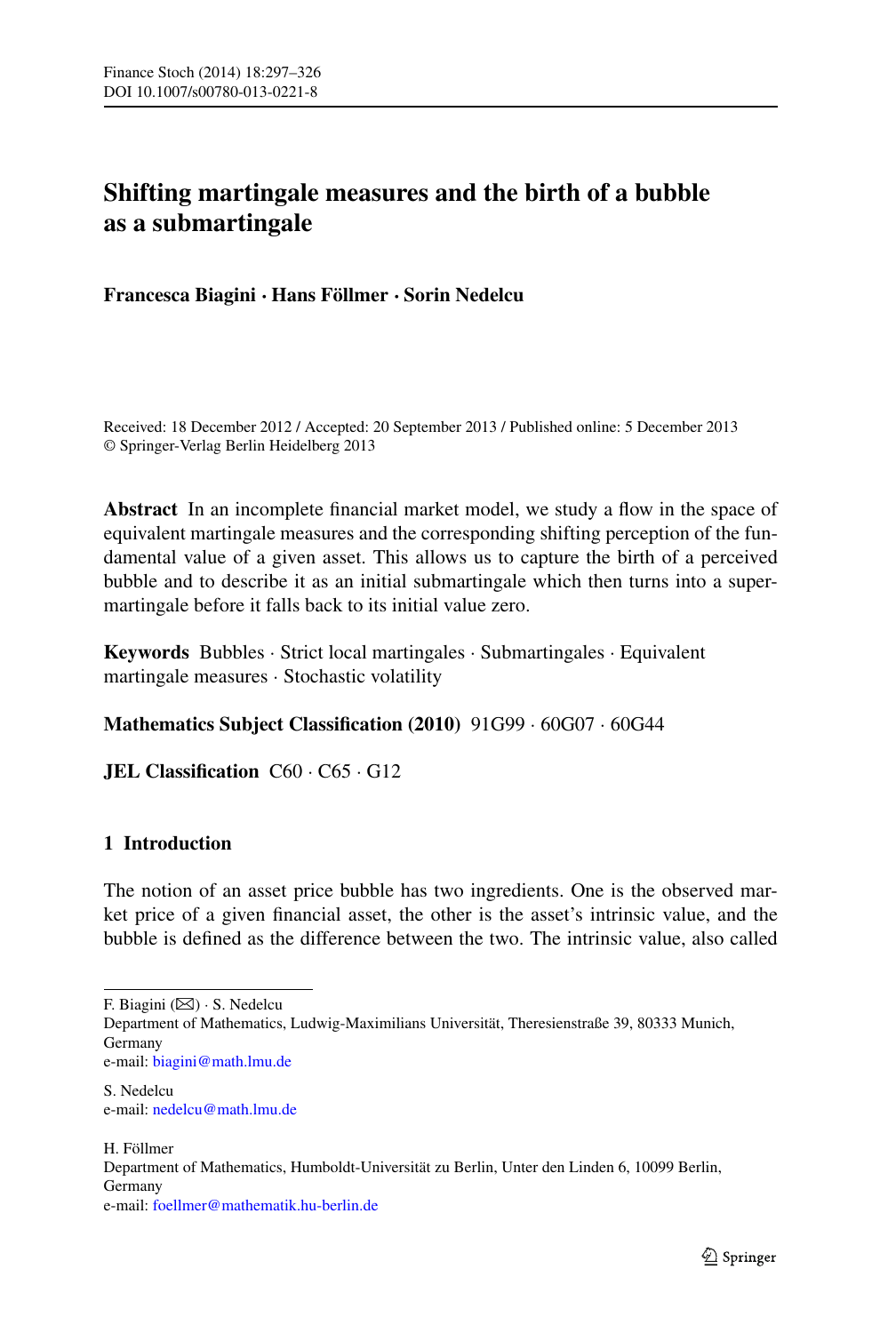# Shifting martingale measures and the birth of a bubble as a submartingale

**Francesca Biagini · Hans Föllmer · Sorin Nedelcu**

Received: 18 December 2012 / Accepted: 20 September 2013 / Published online: 5 December 2013
© Springer-Verlag Berlin Heidelberg 2013

**Abstract** In an incomplete financial market model, we study a flow in the space of equivalent martingale measures and the corresponding shifting perception of the fundamental value of a given asset. This allows us to capture the birth of a perceived bubble and to describe it as an initial submartingale which then turns into a supermartingale before it falls back to its initial value zero.

**Keywords** Bubbles · Strict local martingales · Submartingales · Equivalent martingale measures · Stochastic volatility

**Mathematics Subject Classification (2010)** 91G99 · 60G07 · 60G44

**JEL Classification** C60 · C65 · G12

## 1 Introduction

The notion of an asset price bubble has two ingredients. One is the observed market price of a given financial asset, the other is the asset's intrinsic value, and the bubble is defined as the difference between the two. The intrinsic value, also called

---

F. Biagini (✉) · S. Nedelcu
Department of Mathematics, Ludwig-Maximilians Universität, Theresienstraße 39, 80333 Munich, Germany
e-mail: biagini@math.lmu.de

S. Nedelcu
e-mail: nedelcu@math.lmu.de

H. Föllmer
Department of Mathematics, Humboldt-Universität zu Berlin, Unter den Linden 6, 10099 Berlin, Germany
e-mail: foellmer@mathematik.hu-berlin.de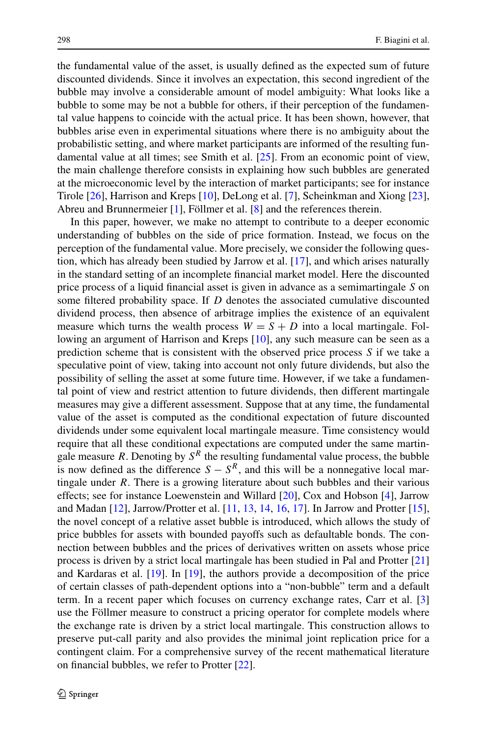the fundamental value of the asset, is usually defined as the expected sum of future discounted dividends. Since it involves an expectation, this second ingredient of the bubble may involve a considerable amount of model ambiguity: What looks like a bubble to some may be not a bubble for others, if their perception of the fundamental value happens to coincide with the actual price. It has been shown, however, that bubbles arise even in experimental situations where there is no ambiguity about the probabilistic setting, and where market participants are informed of the resulting fundamental value at all times; see Smith et al. [25]. From an economic point of view, the main challenge therefore consists in explaining how such bubbles are generated at the microeconomic level by the interaction of market participants; see for instance Tirole [26], Harrison and Kreps [10], DeLong et al. [7], Scheinkman and Xiong [23], Abreu and Brunnermeier [1], Föllmer et al. [8] and the references therein.

In this paper, however, we make no attempt to contribute to a deeper economic understanding of bubbles on the side of price formation. Instead, we focus on the perception of the fundamental value. More precisely, we consider the following question, which has already been studied by Jarrow et al. [17], and which arises naturally in the standard setting of an incomplete financial market model. Here the discounted price process of a liquid financial asset is given in advance as a semimartingale $S$ on some filtered probability space. If $D$ denotes the associated cumulative discounted dividend process, then absence of arbitrage implies the existence of an equivalent measure which turns the wealth process $W = S + D$ into a local martingale. Following an argument of Harrison and Kreps [10], any such measure can be seen as a prediction scheme that is consistent with the observed price process $S$ if we take a speculative point of view, taking into account not only future dividends, but also the possibility of selling the asset at some future time. However, if we take a fundamental point of view and restrict attention to future dividends, then different martingale measures may give a different assessment. Suppose that at any time, the fundamental value of the asset is computed as the conditional expectation of future discounted dividends under some equivalent local martingale measure. Time consistency would require that all these conditional expectations are computed under the same martingale measure $R$. Denoting by $S^R$ the resulting fundamental value process, the bubble is now defined as the difference $S - S^R$, and this will be a nonnegative local martingale under $R$. There is a growing literature about such bubbles and their various effects; see for instance Loewenstein and Willard [20], Cox and Hobson [4], Jarrow and Madan [12], Jarrow/Protter et al. [11, 13, 14, 16, 17]. In Jarrow and Protter [15], the novel concept of a relative asset bubble is introduced, which allows the study of price bubbles for assets with bounded payoffs such as defaultable bonds. The connection between bubbles and the prices of derivatives written on assets whose price process is driven by a strict local martingale has been studied in Pal and Protter [21] and Kardaras et al. [19]. In [19], the authors provide a decomposition of the price of certain classes of path-dependent options into a "non-bubble" term and a default term. In a recent paper which focuses on currency exchange rates, Carr et al. [3] use the Föllmer measure to construct a pricing operator for complete models where the exchange rate is driven by a strict local martingale. This construction allows to preserve put-call parity and also provides the minimal joint replication price for a contingent claim. For a comprehensive survey of the recent mathematical literature on financial bubbles, we refer to Protter [22].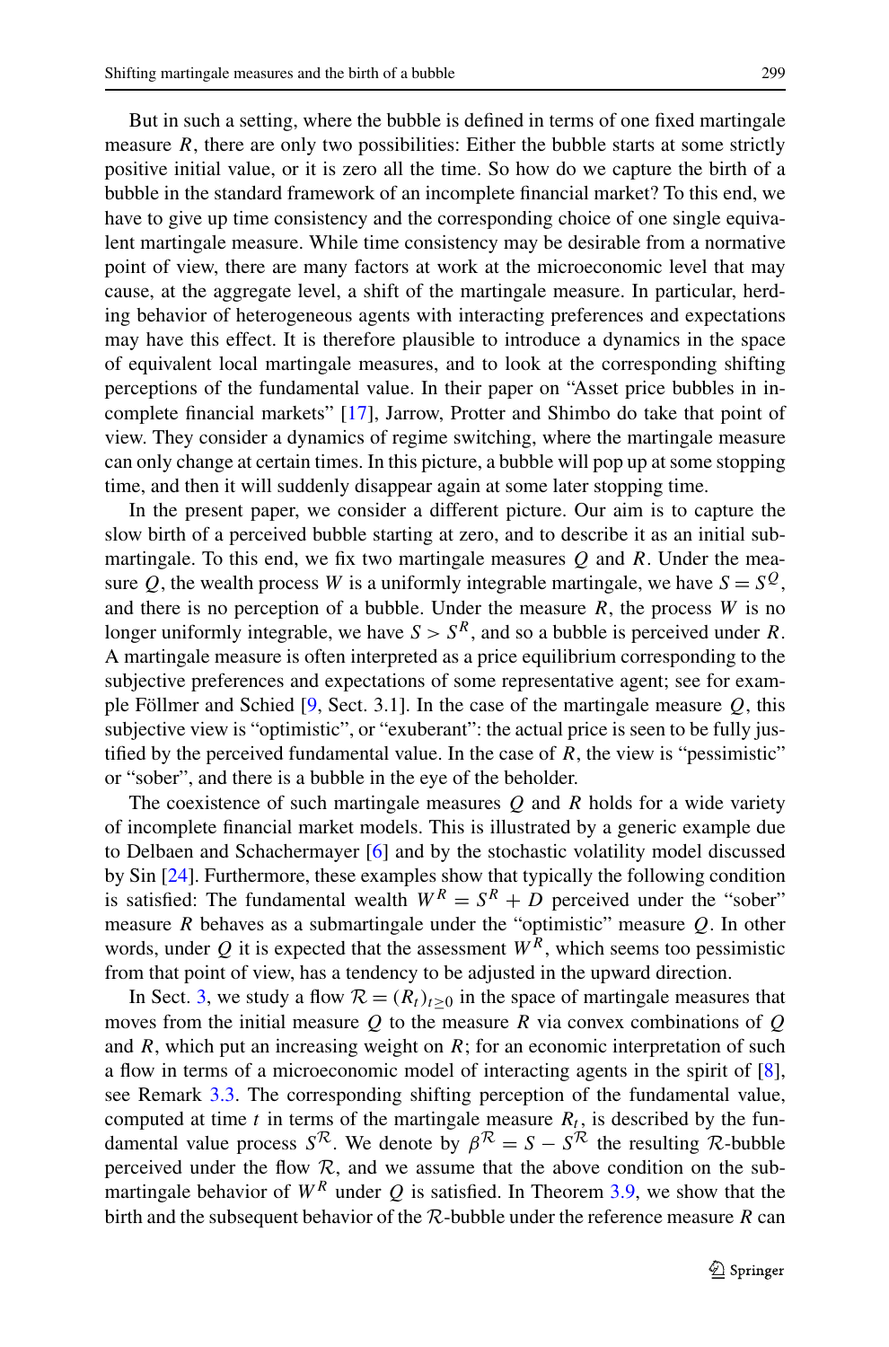But in such a setting, where the bubble is defined in terms of one fixed martingale measure $R$, there are only two possibilities: Either the bubble starts at some strictly positive initial value, or it is zero all the time. So how do we capture the birth of a bubble in the standard framework of an incomplete financial market? To this end, we have to give up time consistency and the corresponding choice of one single equivalent martingale measure. While time consistency may be desirable from a normative point of view, there are many factors at work at the microeconomic level that may cause, at the aggregate level, a shift of the martingale measure. In particular, herding behavior of heterogeneous agents with interacting preferences and expectations may have this effect. It is therefore plausible to introduce a dynamics in the space of equivalent local martingale measures, and to look at the corresponding shifting perceptions of the fundamental value. In their paper on "Asset price bubbles in incomplete financial markets" [17], Jarrow, Protter and Shimbo do take that point of view. They consider a dynamics of regime switching, where the martingale measure can only change at certain times. In this picture, a bubble will pop up at some stopping time, and then it will suddenly disappear again at some later stopping time.

In the present paper, we consider a different picture. Our aim is to capture the slow birth of a perceived bubble starting at zero, and to describe it as an initial submartingale. To this end, we fix two martingale measures $Q$ and $R$. Under the measure $Q$, the wealth process $W$ is a uniformly integrable martingale, we have $S = S^Q$, and there is no perception of a bubble. Under the measure $R$, the process $W$ is no longer uniformly integrable, we have $S > S^R$, and so a bubble is perceived under $R$. A martingale measure is often interpreted as a price equilibrium corresponding to the subjective preferences and expectations of some representative agent; see for example Föllmer and Schied [9, Sect. 3.1]. In the case of the martingale measure $Q$, this subjective view is "optimistic", or "exuberant": the actual price is seen to be fully justified by the perceived fundamental value. In the case of $R$, the view is "pessimistic" or "sober", and there is a bubble in the eye of the beholder.

The coexistence of such martingale measures $Q$ and $R$ holds for a wide variety of incomplete financial market models. This is illustrated by a generic example due to Delbaen and Schachermayer [6] and by the stochastic volatility model discussed by Sin [24]. Furthermore, these examples show that typically the following condition is satisfied: The fundamental wealth $W^R = S^R + D$ perceived under the "sober" measure $R$ behaves as a submartingale under the "optimistic" measure $Q$. In other words, under $Q$ it is expected that the assessment $W^R$, which seems too pessimistic from that point of view, has a tendency to be adjusted in the upward direction.

In Sect. 3, we study a flow $\mathcal{R} = (R_t)_{t \geq 0}$ in the space of martingale measures that moves from the initial measure $Q$ to the measure $R$ via convex combinations of $Q$ and $R$, which put an increasing weight on $R$; for an economic interpretation of such a flow in terms of a microeconomic model of interacting agents in the spirit of [8], see Remark 3.3. The corresponding shifting perception of the fundamental value, computed at time $t$ in terms of the martingale measure $R_t$, is described by the fundamental value process $S^{\mathcal{R}}$. We denote by $\beta^{\mathcal{R}} = S - S^{\mathcal{R}}$ the resulting $\mathcal{R}$-bubble perceived under the flow $\mathcal{R}$, and we assume that the above condition on the submartingale behavior of $W^R$ under $Q$ is satisfied. In Theorem 3.9, we show that the birth and the subsequent behavior of the $\mathcal{R}$-bubble under the reference measure $R$ can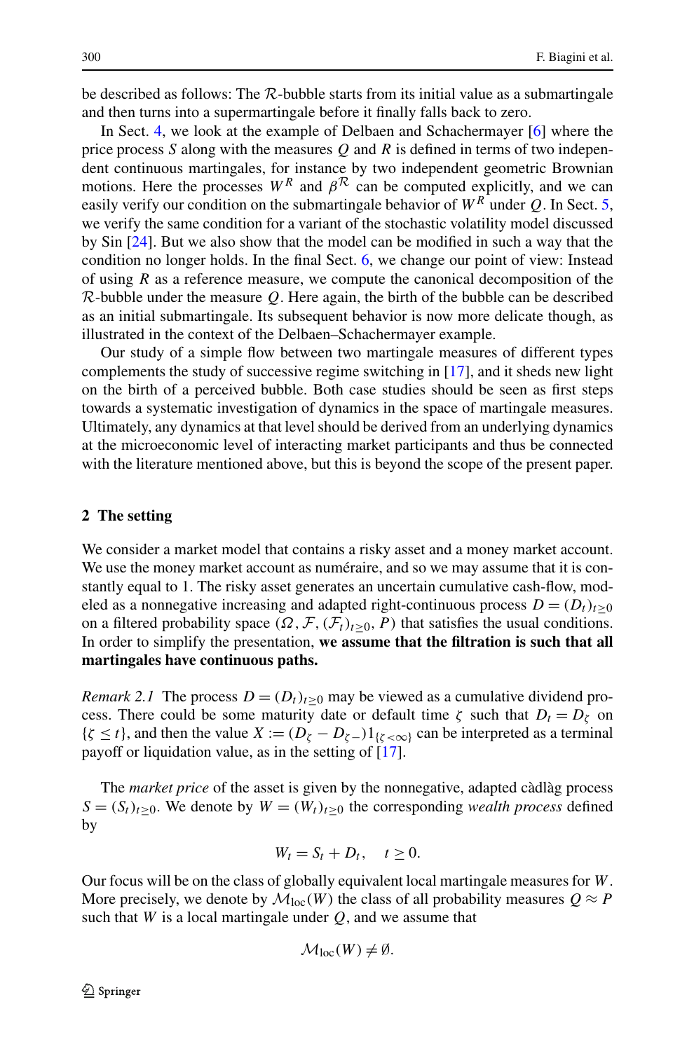be described as follows: The $\mathcal{R}$-bubble starts from its initial value as a submartingale and then turns into a supermartingale before it finally falls back to zero.

In Sect. 4, we look at the example of Delbaen and Schachermayer [6] where the price process $S$ along with the measures $Q$ and $R$ is defined in terms of two independent continuous martingales, for instance by two independent geometric Brownian motions. Here the processes $W^R$ and $\beta^{\mathcal{R}}$ can be computed explicitly, and we can easily verify our condition on the submartingale behavior of $W^R$ under $Q$. In Sect. 5, we verify the same condition for a variant of the stochastic volatility model discussed by Sin [24]. But we also show that the model can be modified in such a way that the condition no longer holds. In the final Sect. 6, we change our point of view: Instead of using $R$ as a reference measure, we compute the canonical decomposition of the $\mathcal{R}$-bubble under the measure $Q$. Here again, the birth of the bubble can be described as an initial submartingale. Its subsequent behavior is now more delicate though, as illustrated in the context of the Delbaen–Schachermayer example.

Our study of a simple flow between two martingale measures of different types complements the study of successive regime switching in [17], and it sheds new light on the birth of a perceived bubble. Both case studies should be seen as first steps towards a systematic investigation of dynamics in the space of martingale measures. Ultimately, any dynamics at that level should be derived from an underlying dynamics at the microeconomic level of interacting market participants and thus be connected with the literature mentioned above, but this is beyond the scope of the present paper.

## 2 The setting

We consider a market model that contains a risky asset and a money market account. We use the money market account as numéraire, and so we may assume that it is constantly equal to 1. The risky asset generates an uncertain cumulative cash-flow, modeled as a nonnegative increasing and adapted right-continuous process $D = (D_t)_{t \geq 0}$ on a filtered probability space $(\Omega, \mathcal{F}, (\mathcal{F}_t)_{t \geq 0}, P)$ that satisfies the usual conditions. In order to simplify the presentation, **we assume that the filtration is such that all martingales have continuous paths.**

*Remark 2.1* The process $D = (D_t)_{t \geq 0}$ may be viewed as a cumulative dividend process. There could be some maturity date or default time $\zeta$ such that $D_t = D_\zeta$ on $\{\zeta \leq t\}$, and then the value $X := (D_\zeta - D_{\zeta-})1_{\{\zeta < \infty\}}$ can be interpreted as a terminal payoff or liquidation value, as in the setting of [17].

The *market price* of the asset is given by the nonnegative, adapted càdlàg process $S = (S_t)_{t \geq 0}$. We denote by $W = (W_t)_{t \geq 0}$ the corresponding *wealth process* defined by

$$W_t = S_t + D_t, \quad t \geq 0.$$

Our focus will be on the class of globally equivalent local martingale measures for $W$. More precisely, we denote by $\mathcal{M}_{\text{loc}}(W)$ the class of all probability measures $Q \approx P$ such that $W$ is a local martingale under $Q$, and we assume that

$$\mathcal{M}_{\text{loc}}(W) \neq \emptyset.$$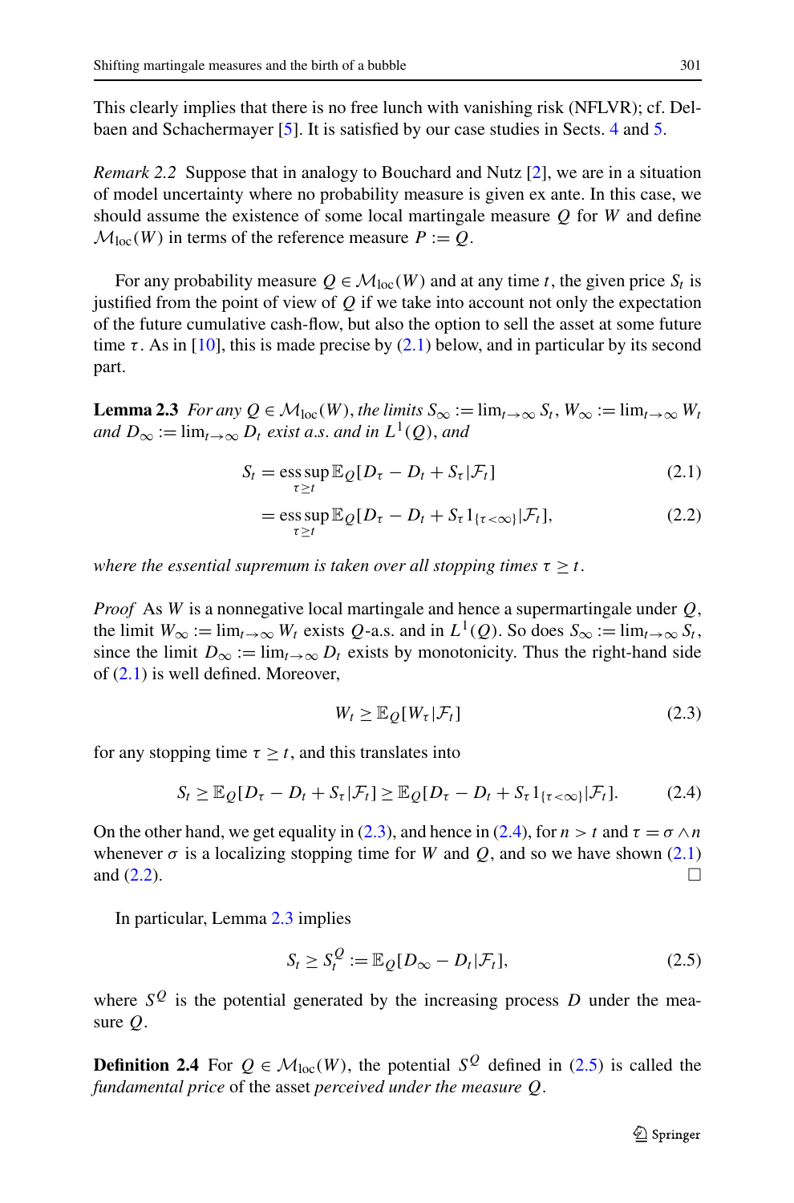This clearly implies that there is no free lunch with vanishing risk (NFLVR); cf. Delbaen and Schachermayer [5]. It is satisfied by our case studies in Sects. 4 and 5.

*Remark 2.2* Suppose that in analogy to Bouchard and Nutz [2], we are in a situation of model uncertainty where no probability measure is given ex ante. In this case, we should assume the existence of some local martingale measure $Q$ for $W$ and define $\mathcal{M}_{\mathrm{loc}}(W)$ in terms of the reference measure $P := Q$.

For any probability measure $Q \in \mathcal{M}_{\mathrm{loc}}(W)$ and at any time $t$, the given price $S_t$ is justified from the point of view of $Q$ if we take into account not only the expectation of the future cumulative cash-flow, but also the option to sell the asset at some future time $\tau$. As in [10], this is made precise by (2.1) below, and in particular by its second part.

**Lemma 2.3** *For any $Q \in \mathcal{M}_{\mathrm{loc}}(W)$, the limits $S_\infty := \lim_{t\to\infty} S_t$, $W_\infty := \lim_{t\to\infty} W_t$ and $D_\infty := \lim_{t\to\infty} D_t$ exist a.s. and in $L^1(Q)$, and*

$$S_t = \operatorname*{ess\,sup}_{\tau \geq t} \mathbb{E}_Q[D_\tau - D_t + S_\tau | \mathcal{F}_t] \tag{2.1}$$

$$= \operatorname*{ess\,sup}_{\tau \geq t} \mathbb{E}_Q[D_\tau - D_t + S_\tau 1_{\{\tau<\infty\}} | \mathcal{F}_t], \tag{2.2}$$

*where the essential supremum is taken over all stopping times $\tau \geq t$.*

*Proof* As $W$ is a nonnegative local martingale and hence a supermartingale under $Q$, the limit $W_\infty := \lim_{t\to\infty} W_t$ exists $Q$-a.s. and in $L^1(Q)$. So does $S_\infty := \lim_{t\to\infty} S_t$, since the limit $D_\infty := \lim_{t\to\infty} D_t$ exists by monotonicity. Thus the right-hand side of (2.1) is well defined. Moreover,

$$W_t \geq \mathbb{E}_Q[W_\tau | \mathcal{F}_t] \tag{2.3}$$

for any stopping time $\tau \geq t$, and this translates into

$$S_t \geq \mathbb{E}_Q[D_\tau - D_t + S_\tau | \mathcal{F}_t] \geq \mathbb{E}_Q[D_\tau - D_t + S_\tau 1_{\{\tau<\infty\}} | \mathcal{F}_t]. \tag{2.4}$$

On the other hand, we get equality in (2.3), and hence in (2.4), for $n > t$ and $\tau = \sigma \wedge n$ whenever $\sigma$ is a localizing stopping time for $W$ and $Q$, and so we have shown (2.1) and (2.2). □

In particular, Lemma 2.3 implies

$$S_t \geq S_t^Q := \mathbb{E}_Q[D_\infty - D_t | \mathcal{F}_t], \tag{2.5}$$

where $S^Q$ is the potential generated by the increasing process $D$ under the measure $Q$.

**Definition 2.4** For $Q \in \mathcal{M}_{\mathrm{loc}}(W)$, the potential $S^Q$ defined in (2.5) is called the *fundamental price* of the asset *perceived under the measure* $Q$.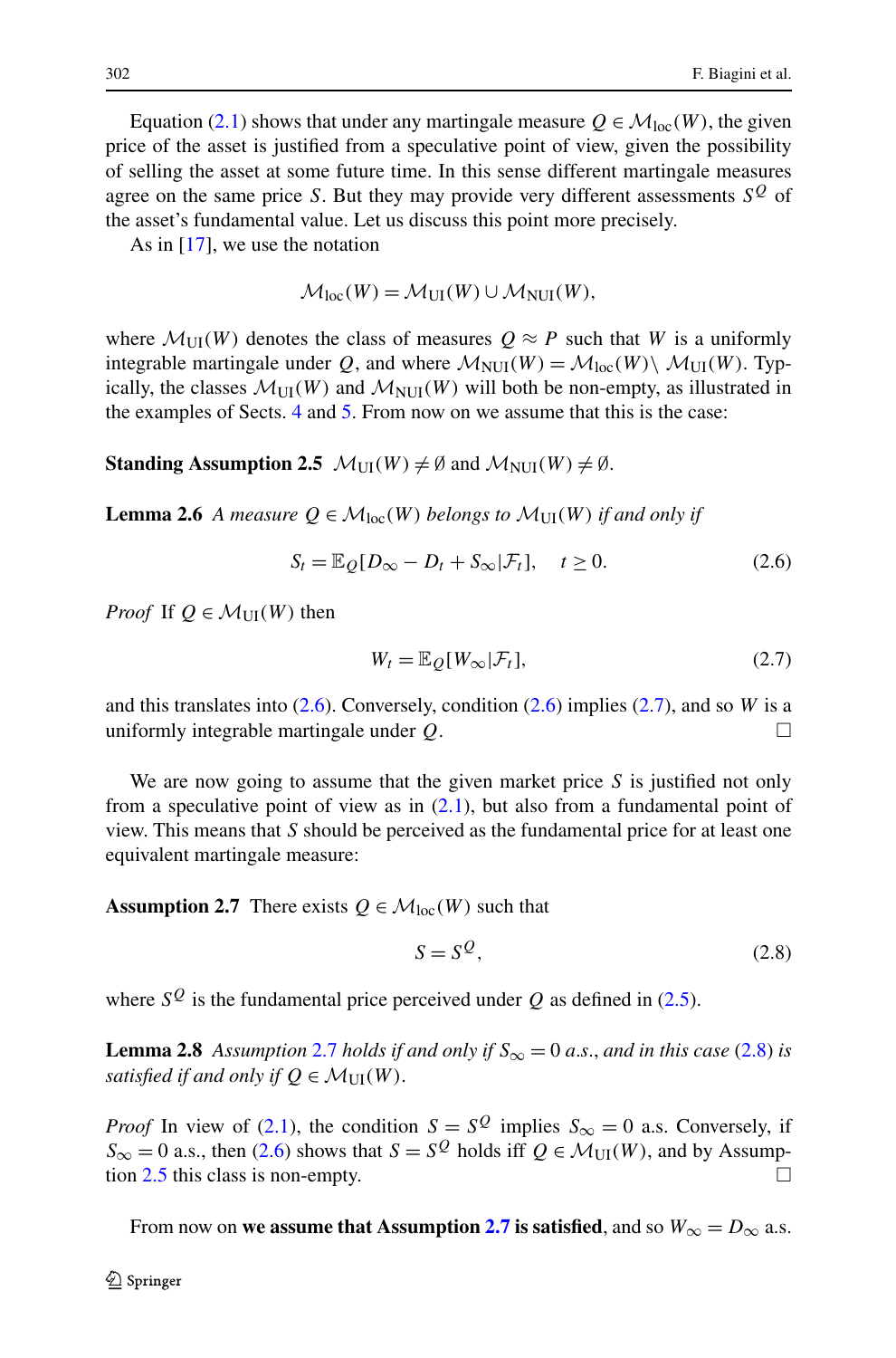Equation (2.1) shows that under any martingale measure $Q \in \mathcal{M}_{\text{loc}}(W)$, the given price of the asset is justified from a speculative point of view, given the possibility of selling the asset at some future time. In this sense different martingale measures agree on the same price $S$. But they may provide very different assessments $S^Q$ of the asset's fundamental value. Let us discuss this point more precisely.

As in [17], we use the notation

$$\mathcal{M}_{\text{loc}}(W) = \mathcal{M}_{\text{UI}}(W) \cup \mathcal{M}_{\text{NUI}}(W),$$

where $\mathcal{M}_{\text{UI}}(W)$ denotes the class of measures $Q \approx P$ such that $W$ is a uniformly integrable martingale under $Q$, and where $\mathcal{M}_{\text{NUI}}(W) = \mathcal{M}_{\text{loc}}(W) \setminus \mathcal{M}_{\text{UI}}(W)$. Typically, the classes $\mathcal{M}_{\text{UI}}(W)$ and $\mathcal{M}_{\text{NUI}}(W)$ will both be non-empty, as illustrated in the examples of Sects. 4 and 5. From now on we assume that this is the case:

**Standing Assumption 2.5** $\mathcal{M}_{\text{UI}}(W) \neq \emptyset$ and $\mathcal{M}_{\text{NUI}}(W) \neq \emptyset$.

**Lemma 2.6** *A measure $Q \in \mathcal{M}_{\text{loc}}(W)$ belongs to $\mathcal{M}_{\text{UI}}(W)$ if and only if*

$$S_t = \mathbb{E}_Q[D_\infty - D_t + S_\infty | \mathcal{F}_t], \quad t \geq 0. \tag{2.6}$$

*Proof* If $Q \in \mathcal{M}_{\text{UI}}(W)$ then

$$W_t = \mathbb{E}_Q[W_\infty | \mathcal{F}_t], \tag{2.7}$$

and this translates into (2.6). Conversely, condition (2.6) implies (2.7), and so $W$ is a uniformly integrable martingale under $Q$. □

We are now going to assume that the given market price $S$ is justified not only from a speculative point of view as in (2.1), but also from a fundamental point of view. This means that $S$ should be perceived as the fundamental price for at least one equivalent martingale measure:

**Assumption 2.7** There exists $Q \in \mathcal{M}_{\text{loc}}(W)$ such that

$$S = S^Q, \tag{2.8}$$

where $S^Q$ is the fundamental price perceived under $Q$ as defined in (2.5).

**Lemma 2.8** *Assumption 2.7 holds if and only if $S_\infty = 0$ a.s., and in this case (2.8) is satisfied if and only if $Q \in \mathcal{M}_{\text{UI}}(W)$.*

*Proof* In view of (2.1), the condition $S = S^Q$ implies $S_\infty = 0$ a.s. Conversely, if $S_\infty = 0$ a.s., then (2.6) shows that $S = S^Q$ holds iff $Q \in \mathcal{M}_{\text{UI}}(W)$, and by Assumption 2.5 this class is non-empty. □

From now on **we assume that Assumption 2.7 is satisfied**, and so $W_\infty = D_\infty$ a.s.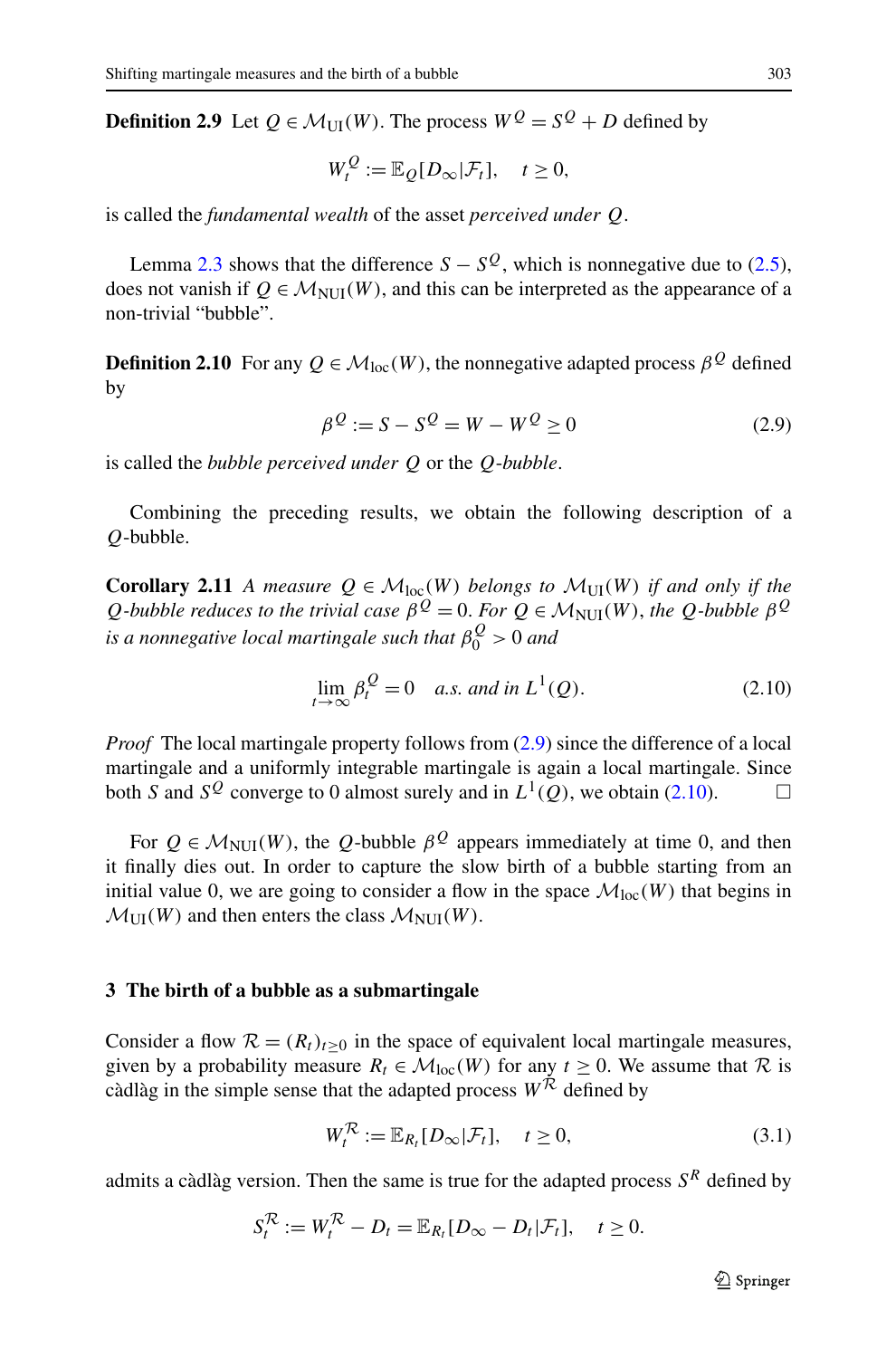**Definition 2.9** Let $Q \in \mathcal{M}_{\mathrm{UI}}(W)$. The process $W^Q = S^Q + D$ defined by

$$W_t^Q := \mathbb{E}_Q[D_\infty | \mathcal{F}_t], \quad t \geq 0,$$

is called the *fundamental wealth* of the asset *perceived under* $Q$.

Lemma 2.3 shows that the difference $S - S^Q$, which is nonnegative due to (2.5), does not vanish if $Q \in \mathcal{M}_{\mathrm{NUI}}(W)$, and this can be interpreted as the appearance of a non-trivial "bubble".

**Definition 2.10** For any $Q \in \mathcal{M}_{\mathrm{loc}}(W)$, the nonnegative adapted process $\beta^Q$ defined by

$$\beta^Q := S - S^Q = W - W^Q \geq 0 \tag{2.9}$$

is called the *bubble perceived under* $Q$ or the $Q$*-bubble*.

Combining the preceding results, we obtain the following description of a $Q$-bubble.

**Corollary 2.11** *A measure* $Q \in \mathcal{M}_{\mathrm{loc}}(W)$ *belongs to* $\mathcal{M}_{\mathrm{UI}}(W)$ *if and only if the* $Q$*-bubble reduces to the trivial case* $\beta^Q = 0$*. For* $Q \in \mathcal{M}_{\mathrm{NUI}}(W)$*, the* $Q$*-bubble* $\beta^Q$ *is a nonnegative local martingale such that* $\beta_0^Q > 0$ *and*

$$\lim_{t \to \infty} \beta_t^Q = 0 \quad \textit{a.s. and in } L^1(Q). \tag{2.10}$$

*Proof* The local martingale property follows from (2.9) since the difference of a local martingale and a uniformly integrable martingale is again a local martingale. Since both $S$ and $S^Q$ converge to 0 almost surely and in $L^1(Q)$, we obtain (2.10). □

For $Q \in \mathcal{M}_{\mathrm{NUI}}(W)$, the $Q$-bubble $\beta^Q$ appears immediately at time 0, and then it finally dies out. In order to capture the slow birth of a bubble starting from an initial value 0, we are going to consider a flow in the space $\mathcal{M}_{\mathrm{loc}}(W)$ that begins in $\mathcal{M}_{\mathrm{UI}}(W)$ and then enters the class $\mathcal{M}_{\mathrm{NUI}}(W)$.

## 3 The birth of a bubble as a submartingale

Consider a flow $\mathcal{R} = (R_t)_{t \geq 0}$ in the space of equivalent local martingale measures, given by a probability measure $R_t \in \mathcal{M}_{\mathrm{loc}}(W)$ for any $t \geq 0$. We assume that $\mathcal{R}$ is càdlàg in the simple sense that the adapted process $W^{\mathcal{R}}$ defined by

$$W_t^{\mathcal{R}} := \mathbb{E}_{R_t}[D_\infty | \mathcal{F}_t], \quad t \geq 0, \tag{3.1}$$

admits a càdlàg version. Then the same is true for the adapted process $S^R$ defined by

$$S_t^{\mathcal{R}} := W_t^{\mathcal{R}} - D_t = \mathbb{E}_{R_t}[D_\infty - D_t | \mathcal{F}_t], \quad t \geq 0.$$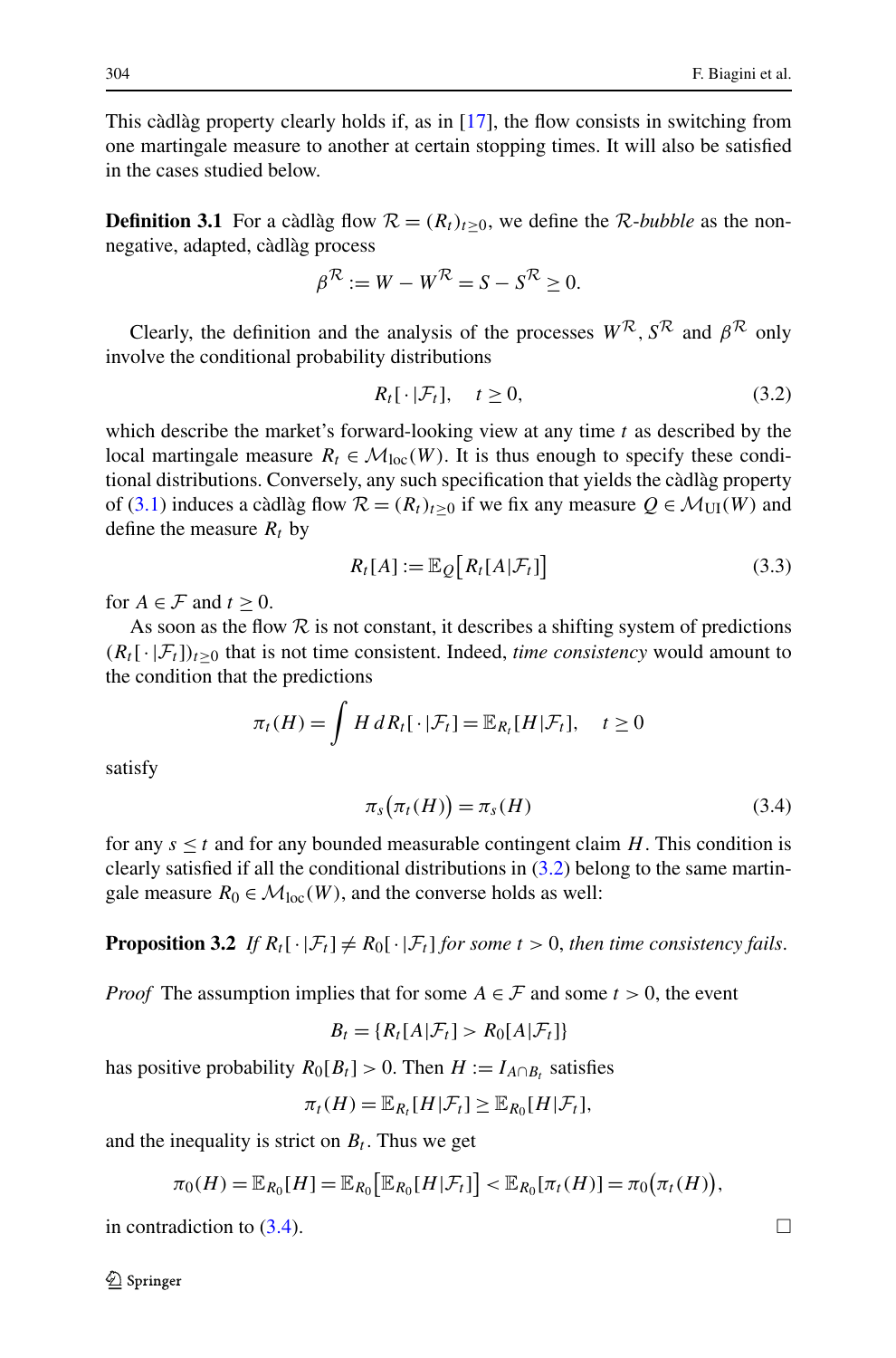This càdlàg property clearly holds if, as in [17], the flow consists in switching from one martingale measure to another at certain stopping times. It will also be satisfied in the cases studied below.

**Definition 3.1** For a càdlàg flow $\mathcal{R} = (R_t)_{t\geq 0}$, we define the *$\mathcal{R}$-bubble* as the non-negative, adapted, càdlàg process

$$\beta^{\mathcal{R}} := W - W^{\mathcal{R}} = S - S^{\mathcal{R}} \geq 0.$$

Clearly, the definition and the analysis of the processes $W^{\mathcal{R}}$, $S^{\mathcal{R}}$ and $\beta^{\mathcal{R}}$ only involve the conditional probability distributions

$$R_t[\,\cdot\,|\mathcal{F}_t], \quad t \geq 0, \tag{3.2}$$

which describe the market's forward-looking view at any time $t$ as described by the local martingale measure $R_t \in \mathcal{M}_{\text{loc}}(W)$. It is thus enough to specify these conditional distributions. Conversely, any such specification that yields the càdlàg property of (3.1) induces a càdlàg flow $\mathcal{R} = (R_t)_{t\geq 0}$ if we fix any measure $Q \in \mathcal{M}_{\text{UI}}(W)$ and define the measure $R_t$ by

$$R_t[A] := \mathbb{E}_Q\big[R_t[A|\mathcal{F}_t]\big] \tag{3.3}$$

for $A \in \mathcal{F}$ and $t \geq 0$.

As soon as the flow $\mathcal{R}$ is not constant, it describes a shifting system of predictions $(R_t[\,\cdot\,|\mathcal{F}_t])_{t\geq 0}$ that is not time consistent. Indeed, *time consistency* would amount to the condition that the predictions

$$\pi_t(H) = \int H\, dR_t[\,\cdot\,|\mathcal{F}_t] = \mathbb{E}_{R_t}[H|\mathcal{F}_t], \quad t \geq 0$$

satisfy

$$\pi_s\big(\pi_t(H)\big) = \pi_s(H) \tag{3.4}$$

for any $s \leq t$ and for any bounded measurable contingent claim $H$. This condition is clearly satisfied if all the conditional distributions in (3.2) belong to the same martingale measure $R_0 \in \mathcal{M}_{\text{loc}}(W)$, and the converse holds as well:

**Proposition 3.2** *If $R_t[\,\cdot\,|\mathcal{F}_t] \neq R_0[\,\cdot\,|\mathcal{F}_t]$ for some $t > 0$, then time consistency fails.*

*Proof* The assumption implies that for some $A \in \mathcal{F}$ and some $t > 0$, the event

$$B_t = \{R_t[A|\mathcal{F}_t] > R_0[A|\mathcal{F}_t]\}$$

has positive probability $R_0[B_t] > 0$. Then $H := I_{A\cap B_t}$ satisfies

$$\pi_t(H) = \mathbb{E}_{R_t}[H|\mathcal{F}_t] \geq \mathbb{E}_{R_0}[H|\mathcal{F}_t],$$

and the inequality is strict on $B_t$. Thus we get

$$\pi_0(H) = \mathbb{E}_{R_0}[H] = \mathbb{E}_{R_0}\big[\mathbb{E}_{R_0}[H|\mathcal{F}_t]\big] < \mathbb{E}_{R_0}[\pi_t(H)] = \pi_0\big(\pi_t(H)\big),$$

in contradiction to (3.4). □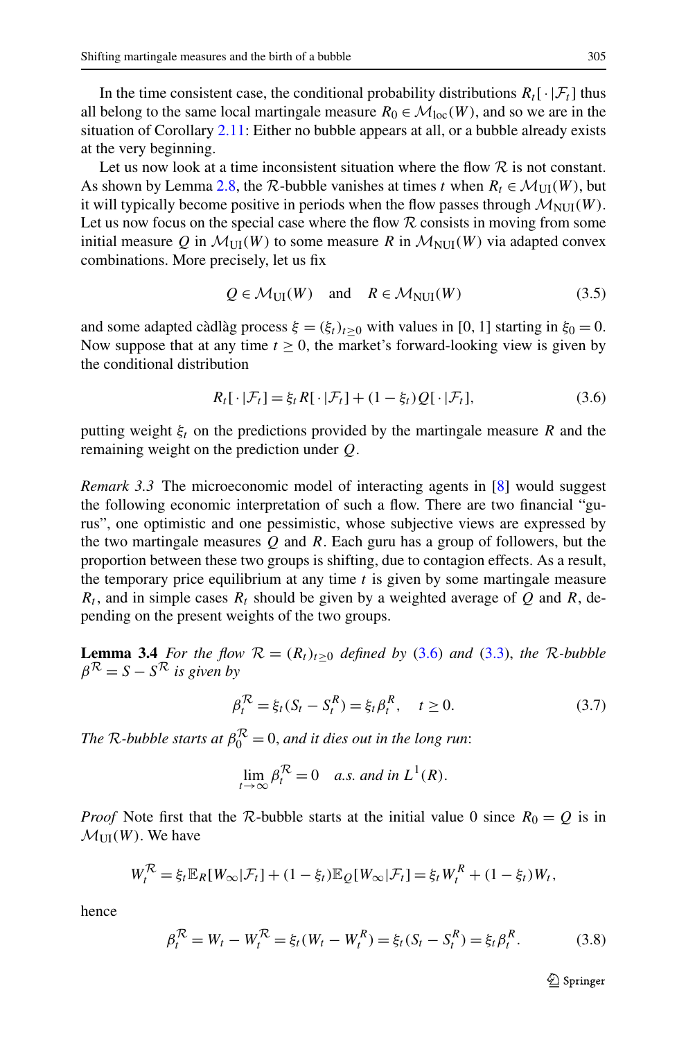In the time consistent case, the conditional probability distributions $R_t[\,\cdot\,|\mathcal{F}_t]$ thus all belong to the same local martingale measure $R_0 \in \mathcal{M}_{\text{loc}}(W)$, and so we are in the situation of Corollary 2.11: Either no bubble appears at all, or a bubble already exists at the very beginning.

Let us now look at a time inconsistent situation where the flow $\mathcal{R}$ is not constant. As shown by Lemma 2.8, the $\mathcal{R}$-bubble vanishes at times $t$ when $R_t \in \mathcal{M}_{\text{UI}}(W)$, but it will typically become positive in periods when the flow passes through $\mathcal{M}_{\text{NUI}}(W)$. Let us now focus on the special case where the flow $\mathcal{R}$ consists in moving from some initial measure $Q$ in $\mathcal{M}_{\text{UI}}(W)$ to some measure $R$ in $\mathcal{M}_{\text{NUI}}(W)$ via adapted convex combinations. More precisely, let us fix

$$Q \in \mathcal{M}_{\text{UI}}(W) \quad \text{and} \quad R \in \mathcal{M}_{\text{NUI}}(W) \tag{3.5}$$

and some adapted càdlàg process $\xi = (\xi_t)_{t \geq 0}$ with values in $[0, 1]$ starting in $\xi_0 = 0$. Now suppose that at any time $t \geq 0$, the market's forward-looking view is given by the conditional distribution

$$R_t[\,\cdot\,|\mathcal{F}_t] = \xi_t R[\,\cdot\,|\mathcal{F}_t] + (1 - \xi_t) Q[\,\cdot\,|\mathcal{F}_t], \tag{3.6}$$

putting weight $\xi_t$ on the predictions provided by the martingale measure $R$ and the remaining weight on the prediction under $Q$.

*Remark 3.3* The microeconomic model of interacting agents in [8] would suggest the following economic interpretation of such a flow. There are two financial "gurus", one optimistic and one pessimistic, whose subjective views are expressed by the two martingale measures $Q$ and $R$. Each guru has a group of followers, but the proportion between these two groups is shifting, due to contagion effects. As a result, the temporary price equilibrium at any time $t$ is given by some martingale measure $R_t$, and in simple cases $R_t$ should be given by a weighted average of $Q$ and $R$, depending on the present weights of the two groups.

**Lemma 3.4** *For the flow $\mathcal{R} = (R_t)_{t \geq 0}$ defined by (3.6) and (3.3), the $\mathcal{R}$-bubble $\beta^{\mathcal{R}} = S - S^{\mathcal{R}}$ is given by*

$$\beta_t^{\mathcal{R}} = \xi_t (S_t - S_t^R) = \xi_t \beta_t^R, \quad t \geq 0. \tag{3.7}$$

*The $\mathcal{R}$-bubble starts at $\beta_0^{\mathcal{R}} = 0$, and it dies out in the long run*:

$$\lim_{t \to \infty} \beta_t^{\mathcal{R}} = 0 \quad \textit{a.s. and in } L^1(R).$$

*Proof* Note first that the $\mathcal{R}$-bubble starts at the initial value 0 since $R_0 = Q$ is in $\mathcal{M}_{\text{UI}}(W)$. We have

$$W_t^{\mathcal{R}} = \xi_t \mathbb{E}_R[W_\infty|\mathcal{F}_t] + (1 - \xi_t)\mathbb{E}_Q[W_\infty|\mathcal{F}_t] = \xi_t W_t^R + (1 - \xi_t) W_t,$$

hence

$$\beta_t^{\mathcal{R}} = W_t - W_t^{\mathcal{R}} = \xi_t (W_t - W_t^R) = \xi_t (S_t - S_t^R) = \xi_t \beta_t^R. \tag{3.8}$$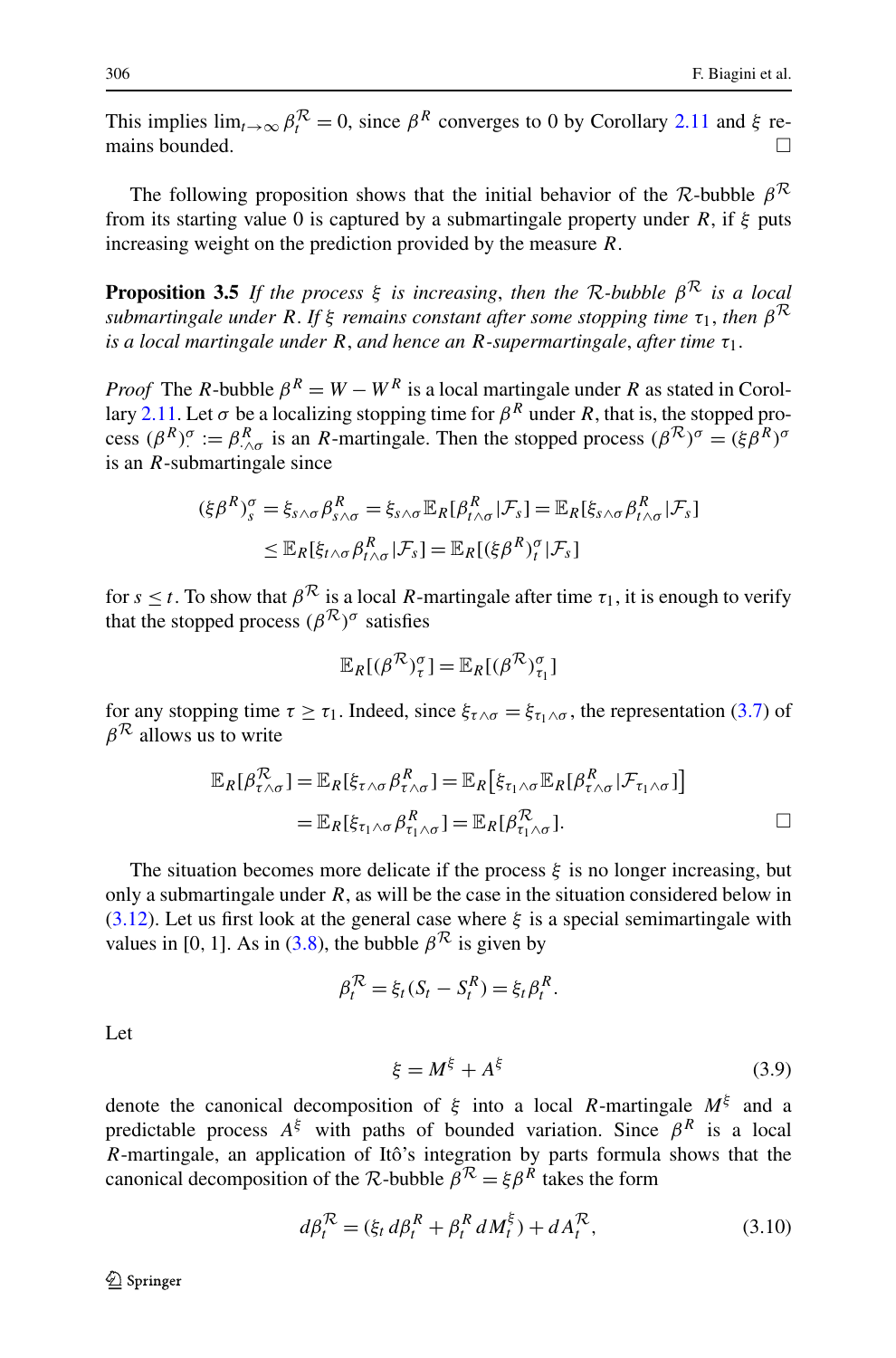This implies $\lim_{t\to\infty} \beta_t^{\mathcal{R}} = 0$, since $\beta^R$ converges to 0 by Corollary 2.11 and $\xi$ remains bounded. □

The following proposition shows that the initial behavior of the $\mathcal{R}$-bubble $\beta^{\mathcal{R}}$ from its starting value 0 is captured by a submartingale property under $R$, if $\xi$ puts increasing weight on the prediction provided by the measure $R$.

**Proposition 3.5** *If the process $\xi$ is increasing, then the $\mathcal{R}$-bubble $\beta^{\mathcal{R}}$ is a local submartingale under $R$. If $\xi$ remains constant after some stopping time $\tau_1$, then $\beta^{\mathcal{R}}$ is a local martingale under $R$, and hence an $R$-supermartingale, after time $\tau_1$.*

*Proof* The $R$-bubble $\beta^R = W - W^R$ is a local martingale under $R$ as stated in Corollary 2.11. Let $\sigma$ be a localizing stopping time for $\beta^R$ under $R$, that is, the stopped process $(\beta^R)^\sigma_\cdot := \beta^R_{\cdot\wedge\sigma}$ is an $R$-martingale. Then the stopped process $(\beta^{\mathcal{R}})^\sigma = (\xi\beta^R)^\sigma$ is an $R$-submartingale since

$$
\begin{aligned}
(\xi\beta^R)^\sigma_s &= \xi_{s\wedge\sigma}\beta^R_{s\wedge\sigma} = \xi_{s\wedge\sigma}\mathbb{E}_R[\beta^R_{t\wedge\sigma}|\mathcal{F}_s] = \mathbb{E}_R[\xi_{s\wedge\sigma}\beta^R_{t\wedge\sigma}|\mathcal{F}_s] \\
&\le \mathbb{E}_R[\xi_{t\wedge\sigma}\beta^R_{t\wedge\sigma}|\mathcal{F}_s] = \mathbb{E}_R[(\xi\beta^R)^\sigma_t|\mathcal{F}_s]
\end{aligned}
$$

for $s \le t$. To show that $\beta^{\mathcal{R}}$ is a local $R$-martingale after time $\tau_1$, it is enough to verify that the stopped process $(\beta^{\mathcal{R}})^\sigma$ satisfies

$$
\mathbb{E}_R[(\beta^{\mathcal{R}})^\sigma_\tau] = \mathbb{E}_R[(\beta^{\mathcal{R}})^\sigma_{\tau_1}]
$$

for any stopping time $\tau \ge \tau_1$. Indeed, since $\xi_{\tau\wedge\sigma} = \xi_{\tau_1\wedge\sigma}$, the representation (3.7) of $\beta^{\mathcal{R}}$ allows us to write

$$
\begin{aligned}
\mathbb{E}_R[\beta^{\mathcal{R}}_{\tau\wedge\sigma}] &= \mathbb{E}_R[\xi_{\tau\wedge\sigma}\beta^R_{\tau\wedge\sigma}] = \mathbb{E}_R\big[\xi_{\tau_1\wedge\sigma}\mathbb{E}_R[\beta^R_{\tau\wedge\sigma}|\mathcal{F}_{\tau_1\wedge\sigma}]\big] \\
&= \mathbb{E}_R[\xi_{\tau_1\wedge\sigma}\beta^R_{\tau_1\wedge\sigma}] = \mathbb{E}_R[\beta^{\mathcal{R}}_{\tau_1\wedge\sigma}].
\end{aligned}
$$

□

The situation becomes more delicate if the process $\xi$ is no longer increasing, but only a submartingale under $R$, as will be the case in the situation considered below in (3.12). Let us first look at the general case where $\xi$ is a special semimartingale with values in $[0, 1]$. As in (3.8), the bubble $\beta^{\mathcal{R}}$ is given by

$$
\beta_t^{\mathcal{R}} = \xi_t(S_t - S_t^R) = \xi_t\beta_t^R.
$$

Let

$$
\xi = M^\xi + A^\xi \tag{3.9}
$$

denote the canonical decomposition of $\xi$ into a local $R$-martingale $M^\xi$ and a predictable process $A^\xi$ with paths of bounded variation. Since $\beta^R$ is a local $R$-martingale, an application of Itô's integration by parts formula shows that the canonical decomposition of the $\mathcal{R}$-bubble $\beta^{\mathcal{R}} = \xi\beta^R$ takes the form

$$
d\beta_t^{\mathcal{R}} = (\xi_t\, d\beta_t^R + \beta_t^R\, dM_t^\xi) + dA_t^{\mathcal{R}}, \tag{3.10}
$$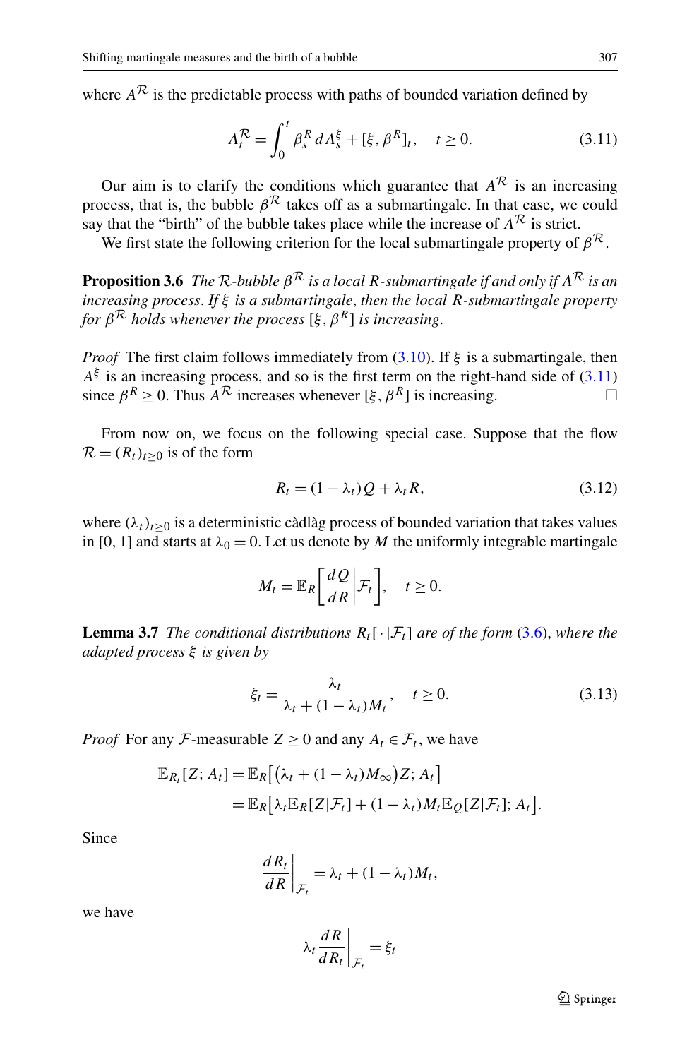where $A^{\mathcal{R}}$ is the predictable process with paths of bounded variation defined by

$$A_t^{\mathcal{R}} = \int_0^t \beta_s^R \, dA_s^\xi + [\xi, \beta^R]_t, \quad t \geq 0. \tag{3.11}$$

Our aim is to clarify the conditions which guarantee that $A^{\mathcal{R}}$ is an increasing process, that is, the bubble $\beta^{\mathcal{R}}$ takes off as a submartingale. In that case, we could say that the "birth" of the bubble takes place while the increase of $A^{\mathcal{R}}$ is strict.

We first state the following criterion for the local submartingale property of $\beta^{\mathcal{R}}$.

**Proposition 3.6** *The $\mathcal{R}$-bubble $\beta^{\mathcal{R}}$ is a local $R$-submartingale if and only if $A^{\mathcal{R}}$ is an increasing process. If $\xi$ is a submartingale, then the local $R$-submartingale property for $\beta^{\mathcal{R}}$ holds whenever the process $[\xi, \beta^R]$ is increasing.*

*Proof* The first claim follows immediately from (3.10). If $\xi$ is a submartingale, then $A^\xi$ is an increasing process, and so is the first term on the right-hand side of (3.11) since $\beta^R \geq 0$. Thus $A^{\mathcal{R}}$ increases whenever $[\xi, \beta^R]$ is increasing. □

From now on, we focus on the following special case. Suppose that the flow $\mathcal{R} = (R_t)_{t \geq 0}$ is of the form

$$R_t = (1 - \lambda_t) Q + \lambda_t R, \tag{3.12}$$

where $(\lambda_t)_{t \geq 0}$ is a deterministic càdlàg process of bounded variation that takes values in $[0, 1]$ and starts at $\lambda_0 = 0$. Let us denote by $M$ the uniformly integrable martingale

$$M_t = \mathbb{E}_R\left[\frac{dQ}{dR}\bigg|\mathcal{F}_t\right], \quad t \geq 0.$$

**Lemma 3.7** *The conditional distributions $R_t[\,\cdot\,|\mathcal{F}_t]$ are of the form (3.6), where the adapted process $\xi$ is given by*

$$\xi_t = \frac{\lambda_t}{\lambda_t + (1 - \lambda_t) M_t}, \quad t \geq 0. \tag{3.13}$$

*Proof* For any $\mathcal{F}$-measurable $Z \geq 0$ and any $A_t \in \mathcal{F}_t$, we have

$$\begin{aligned}
\mathbb{E}_{R_t}[Z; A_t] &= \mathbb{E}_R\big[\big(\lambda_t + (1 - \lambda_t) M_\infty\big) Z; A_t\big] \\
&= \mathbb{E}_R\big[\lambda_t \mathbb{E}_R[Z|\mathcal{F}_t] + (1 - \lambda_t) M_t \mathbb{E}_Q[Z|\mathcal{F}_t]; A_t\big].
\end{aligned}$$

Since

$$\frac{dR_t}{dR}\bigg|_{\mathcal{F}_t} = \lambda_t + (1 - \lambda_t) M_t,$$

we have

$$\lambda_t \frac{dR}{dR_t}\bigg|_{\mathcal{F}_t} = \xi_t$$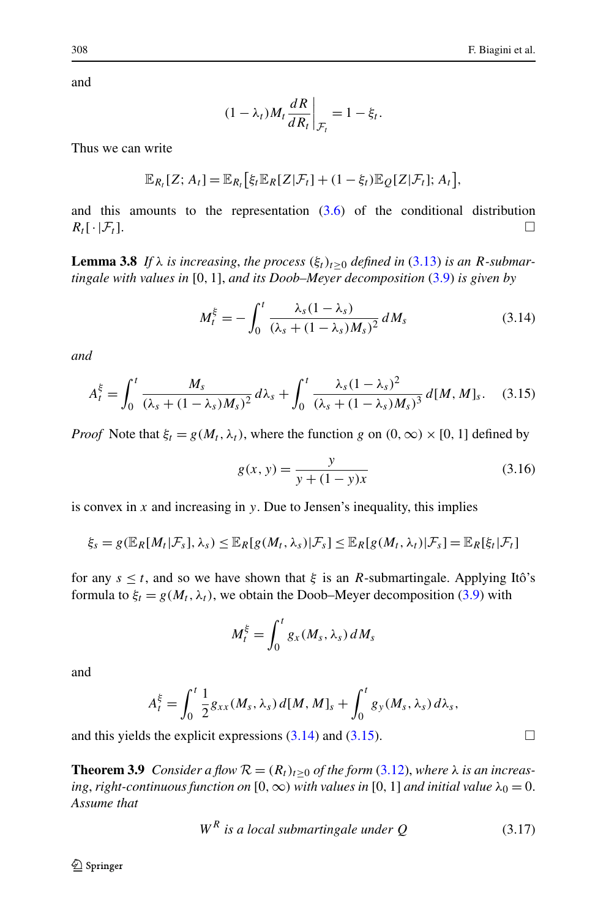and

$$(1-\lambda_t)M_t \frac{dR}{dR_t}\bigg|_{\mathcal{F}_t} = 1-\xi_t.$$

Thus we can write

$$\mathbb{E}_{R_t}[Z; A_t] = \mathbb{E}_{R_t}\big[\xi_t \mathbb{E}_R[Z|\mathcal{F}_t] + (1-\xi_t)\mathbb{E}_Q[Z|\mathcal{F}_t]; A_t\big],$$

and this amounts to the representation (3.6) of the conditional distribution $R_t[\,\cdot\,|\mathcal{F}_t]$. □

**Lemma 3.8** *If $\lambda$ is increasing, the process $(\xi_t)_{t\geq 0}$ defined in (3.13) is an $R$-submartingale with values in $[0,1]$, and its Doob–Meyer decomposition (3.9) is given by*

$$M_t^{\xi} = -\int_0^t \frac{\lambda_s(1-\lambda_s)}{(\lambda_s+(1-\lambda_s)M_s)^2}\,dM_s \tag{3.14}$$

*and*

$$A_t^{\xi} = \int_0^t \frac{M_s}{(\lambda_s+(1-\lambda_s)M_s)^2}\,d\lambda_s + \int_0^t \frac{\lambda_s(1-\lambda_s)^2}{(\lambda_s+(1-\lambda_s)M_s)^3}\,d[M,M]_s. \tag{3.15}$$

*Proof* Note that $\xi_t = g(M_t,\lambda_t)$, where the function $g$ on $(0,\infty)\times[0,1]$ defined by

$$g(x,y) = \frac{y}{y+(1-y)x} \tag{3.16}$$

is convex in $x$ and increasing in $y$. Due to Jensen's inequality, this implies

$$\xi_s = g(\mathbb{E}_R[M_t|\mathcal{F}_s],\lambda_s) \leq \mathbb{E}_R[g(M_t,\lambda_s)|\mathcal{F}_s] \leq \mathbb{E}_R[g(M_t,\lambda_t)|\mathcal{F}_s] = \mathbb{E}_R[\xi_t|\mathcal{F}_t]$$

for any $s \leq t$, and so we have shown that $\xi$ is an $R$-submartingale. Applying Itô's formula to $\xi_t = g(M_t,\lambda_t)$, we obtain the Doob–Meyer decomposition (3.9) with

$$M_t^{\xi} = \int_0^t g_x(M_s,\lambda_s)\,dM_s$$

and

$$A_t^{\xi} = \int_0^t \frac{1}{2} g_{xx}(M_s,\lambda_s)\,d[M,M]_s + \int_0^t g_y(M_s,\lambda_s)\,d\lambda_s,$$

and this yields the explicit expressions (3.14) and (3.15). □

**Theorem 3.9** *Consider a flow $\mathcal{R} = (R_t)_{t\geq 0}$ of the form (3.12), where $\lambda$ is an increasing, right-continuous function on $[0,\infty)$ with values in $[0,1]$ and initial value $\lambda_0 = 0$. Assume that*

$$W^R \text{ is a local submartingale under } Q \tag{3.17}$$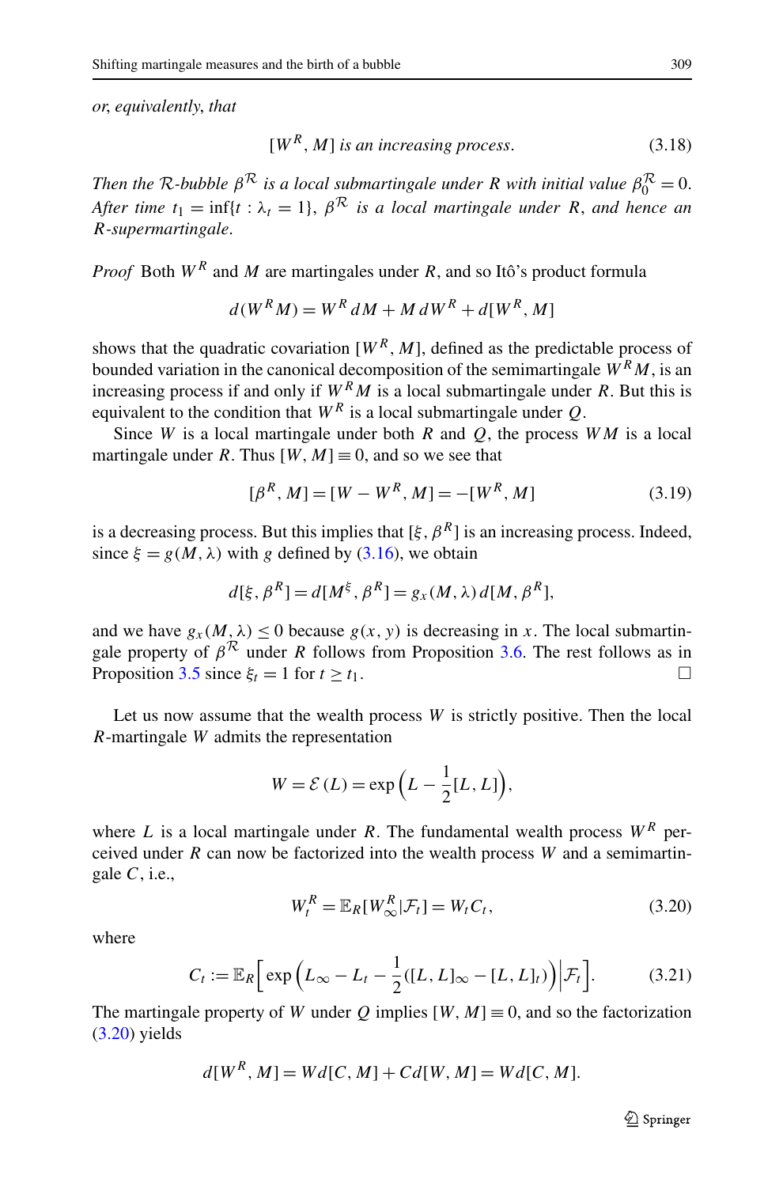*or, equivalently, that*

$$[W^R, M] \text{ is an increasing process.} \tag{3.18}$$

*Then the $\mathcal{R}$-bubble $\beta^{\mathcal{R}}$ is a local submartingale under $R$ with initial value $\beta_0^{\mathcal{R}} = 0$. After time $t_1 = \inf\{t : \lambda_t = 1\}$, $\beta^{\mathcal{R}}$ is a local martingale under $R$, and hence an $R$-supermartingale.*

*Proof* Both $W^R$ and $M$ are martingales under $R$, and so Itô's product formula

$$d(W^R M) = W^R\, dM + M\, dW^R + d[W^R, M]$$

shows that the quadratic covariation $[W^R, M]$, defined as the predictable process of bounded variation in the canonical decomposition of the semimartingale $W^R M$, is an increasing process if and only if $W^R M$ is a local submartingale under $R$. But this is equivalent to the condition that $W^R$ is a local submartingale under $Q$.

Since $W$ is a local martingale under both $R$ and $Q$, the process $WM$ is a local martingale under $R$. Thus $[W, M] \equiv 0$, and so we see that

$$[\beta^R, M] = [W - W^R, M] = -[W^R, M] \tag{3.19}$$

is a decreasing process. But this implies that $[\xi, \beta^R]$ is an increasing process. Indeed, since $\xi = g(M, \lambda)$ with $g$ defined by (3.16), we obtain

$$d[\xi, \beta^R] = d[M^\xi, \beta^R] = g_x(M, \lambda)\, d[M, \beta^R],$$

and we have $g_x(M, \lambda) \le 0$ because $g(x, y)$ is decreasing in $x$. The local submartingale property of $\beta^{\mathcal{R}}$ under $R$ follows from Proposition 3.6. The rest follows as in Proposition 3.5 since $\xi_t = 1$ for $t \ge t_1$. □

Let us now assume that the wealth process $W$ is strictly positive. Then the local $R$-martingale $W$ admits the representation

$$W = \mathcal{E}(L) = \exp\Big(L - \frac{1}{2}[L, L]\Big),$$

where $L$ is a local martingale under $R$. The fundamental wealth process $W^R$ perceived under $R$ can now be factorized into the wealth process $W$ and a semimartingale $C$, i.e.,

$$W_t^R = \mathbb{E}_R[W_\infty^R | \mathcal{F}_t] = W_t C_t, \tag{3.20}$$

where

$$C_t := \mathbb{E}_R\Big[\exp\Big(L_\infty - L_t - \frac{1}{2}([L, L]_\infty - [L, L]_t)\Big)\Big|\mathcal{F}_t\Big]. \tag{3.21}$$

The martingale property of $W$ under $Q$ implies $[W, M] \equiv 0$, and so the factorization (3.20) yields

$$d[W^R, M] = W d[C, M] + C d[W, M] = W d[C, M].$$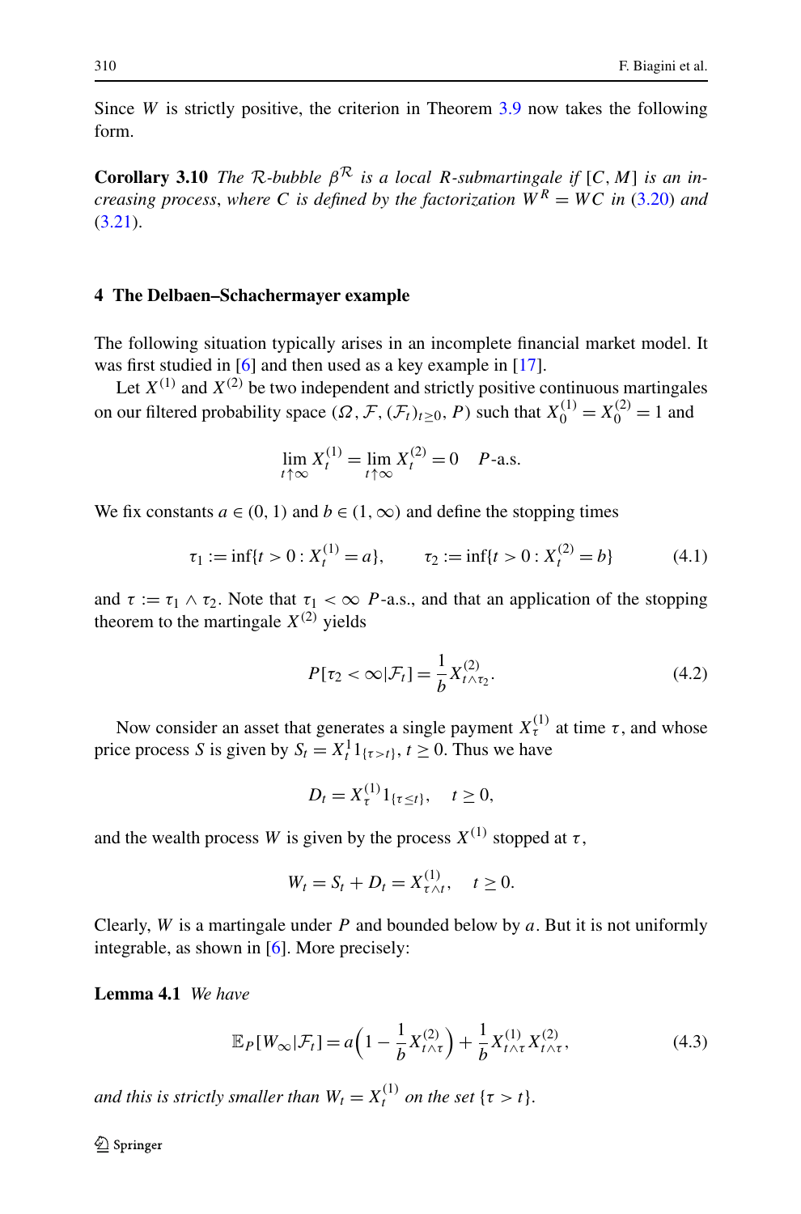Since $W$ is strictly positive, the criterion in Theorem 3.9 now takes the following form.

**Corollary 3.10** *The $\mathcal{R}$-bubble $\beta^{\mathcal{R}}$ is a local $R$-submartingale if $[C, M]$ is an increasing process, where $C$ is defined by the factorization $W^R = WC$ in* (3.20) *and* (3.21).

## 4 The Delbaen–Schachermayer example

The following situation typically arises in an incomplete financial market model. It was first studied in [6] and then used as a key example in [17].

Let $X^{(1)}$ and $X^{(2)}$ be two independent and strictly positive continuous martingales on our filtered probability space $(\Omega, \mathcal{F}, (\mathcal{F}_t)_{t\geq 0}, P)$ such that $X^{(1)}_0 = X^{(2)}_0 = 1$ and

$$\lim_{t\uparrow\infty} X^{(1)}_t = \lim_{t\uparrow\infty} X^{(2)}_t = 0 \quad P\text{-a.s.}$$

We fix constants $a \in (0,1)$ and $b \in (1,\infty)$ and define the stopping times

$$\tau_1 := \inf\{t > 0 : X^{(1)}_t = a\}, \qquad \tau_2 := \inf\{t > 0 : X^{(2)}_t = b\} \tag{4.1}$$

and $\tau := \tau_1 \wedge \tau_2$. Note that $\tau_1 < \infty$ $P$-a.s., and that an application of the stopping theorem to the martingale $X^{(2)}$ yields

$$P[\tau_2 < \infty | \mathcal{F}_t] = \frac{1}{b} X^{(2)}_{t\wedge\tau_2}. \tag{4.2}$$

Now consider an asset that generates a single payment $X^{(1)}_\tau$ at time $\tau$, and whose price process $S$ is given by $S_t = X^1_t 1_{\{\tau > t\}}$, $t \geq 0$. Thus we have

$$D_t = X^{(1)}_\tau 1_{\{\tau \leq t\}}, \quad t \geq 0,$$

and the wealth process $W$ is given by the process $X^{(1)}$ stopped at $\tau$,

$$W_t = S_t + D_t = X^{(1)}_{\tau\wedge t}, \quad t \geq 0.$$

Clearly, $W$ is a martingale under $P$ and bounded below by $a$. But it is not uniformly integrable, as shown in [6]. More precisely:

**Lemma 4.1** *We have*

$$\mathbb{E}_P[W_\infty | \mathcal{F}_t] = a\Big(1 - \frac{1}{b} X^{(2)}_{t\wedge\tau}\Big) + \frac{1}{b} X^{(1)}_{t\wedge\tau} X^{(2)}_{t\wedge\tau}, \tag{4.3}$$

*and this is strictly smaller than $W_t = X^{(1)}_t$ on the set $\{\tau > t\}$.*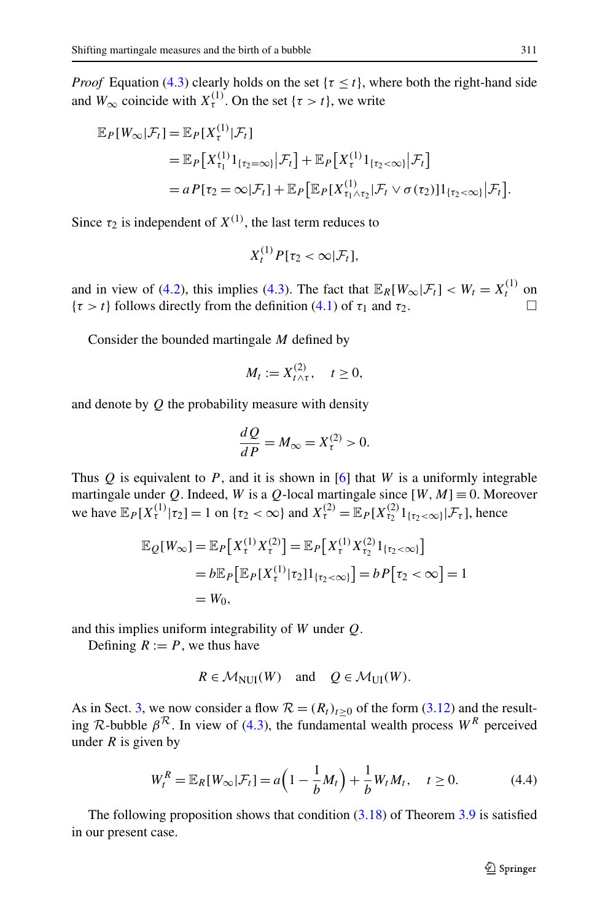*Proof* Equation (4.3) clearly holds on the set $\{\tau \le t\}$, where both the right-hand side and $W_\infty$ coincide with $X^{(1)}_\tau$. On the set $\{\tau > t\}$, we write

$$
\begin{aligned}
\mathbb{E}_P[W_\infty|\mathcal{F}_t] &= \mathbb{E}_P[X^{(1)}_\tau|\mathcal{F}_t] \\
&= \mathbb{E}_P\big[X^{(1)}_{\tau_1} 1_{\{\tau_2=\infty\}}\big|\mathcal{F}_t\big] + \mathbb{E}_P\big[X^{(1)}_\tau 1_{\{\tau_2<\infty\}}\big|\mathcal{F}_t\big] \\
&= a P[\tau_2 = \infty|\mathcal{F}_t] + \mathbb{E}_P\big[\mathbb{E}_P[X^{(1)}_{\tau_1\wedge\tau_2}|\mathcal{F}_t \vee \sigma(\tau_2)] 1_{\{\tau_2<\infty\}}\big|\mathcal{F}_t\big].
\end{aligned}
$$

Since $\tau_2$ is independent of $X^{(1)}$, the last term reduces to

$$
X^{(1)}_t P[\tau_2 < \infty|\mathcal{F}_t],
$$

and in view of (4.2), this implies (4.3). The fact that $\mathbb{E}_R[W_\infty|\mathcal{F}_t] < W_t = X^{(1)}_t$ on $\{\tau > t\}$ follows directly from the definition (4.1) of $\tau_1$ and $\tau_2$. □

Consider the bounded martingale $M$ defined by

$$
M_t := X^{(2)}_{t\wedge\tau}, \quad t \ge 0,
$$

and denote by $Q$ the probability measure with density

$$
\frac{dQ}{dP} = M_\infty = X^{(2)}_\tau > 0.
$$

Thus $Q$ is equivalent to $P$, and it is shown in [6] that $W$ is a uniformly integrable martingale under $Q$. Indeed, $W$ is a $Q$-local martingale since $[W, M] \equiv 0$. Moreover we have $\mathbb{E}_P[X^{(1)}_\tau|\tau_2] = 1$ on $\{\tau_2 < \infty\}$ and $X^{(2)}_\tau = \mathbb{E}_P[X^{(2)}_{\tau_2} 1_{\{\tau_2<\infty\}}|\mathcal{F}_\tau]$, hence

$$
\begin{aligned}
\mathbb{E}_Q[W_\infty] &= \mathbb{E}_P\big[X^{(1)}_\tau X^{(2)}_\tau\big] = \mathbb{E}_P\big[X^{(1)}_\tau X^{(2)}_{\tau_2} 1_{\{\tau_2<\infty\}}\big] \\
&= b\mathbb{E}_P\big[\mathbb{E}_P[X^{(1)}_\tau|\tau_2] 1_{\{\tau_2<\infty\}}\big] = bP\big[\tau_2 < \infty\big] = 1 \\
&= W_0,
\end{aligned}
$$

and this implies uniform integrability of $W$ under $Q$.

Defining $R := P$, we thus have

$$
R \in \mathcal{M}_{\mathrm{NUI}}(W) \quad \text{and} \quad Q \in \mathcal{M}_{\mathrm{UI}}(W).
$$

As in Sect. 3, we now consider a flow $\mathcal{R} = (R_t)_{t\ge0}$ of the form (3.12) and the resulting $\mathcal{R}$-bubble $\beta^{\mathcal{R}}$. In view of (4.3), the fundamental wealth process $W^R$ perceived under $R$ is given by

$$
W^R_t = \mathbb{E}_R[W_\infty|\mathcal{F}_t] = a\Big(1 - \frac{1}{b}M_t\Big) + \frac{1}{b}W_t M_t, \quad t \ge 0. \tag{4.4}
$$

The following proposition shows that condition (3.18) of Theorem 3.9 is satisfied in our present case.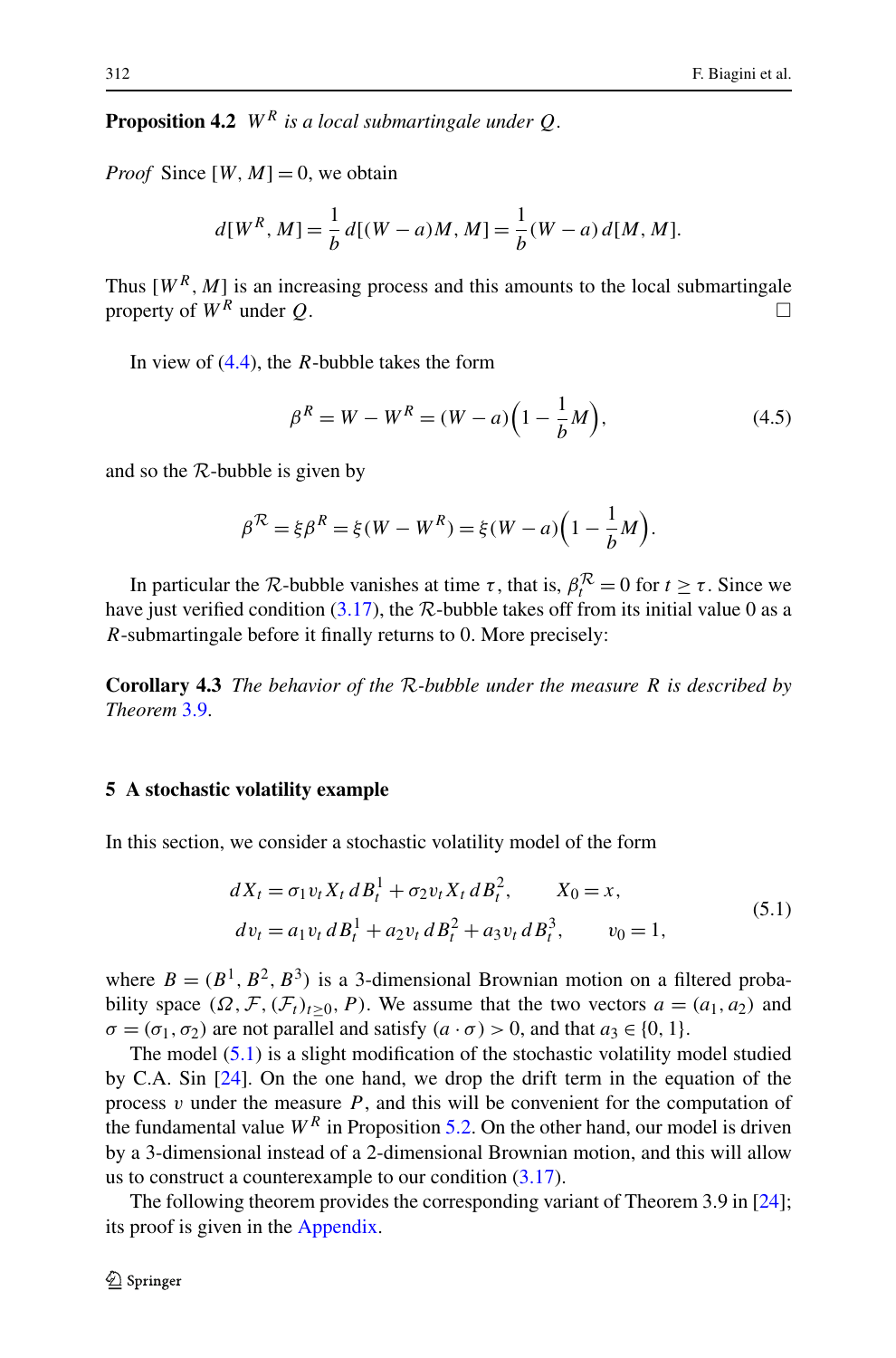**Proposition 4.2** *$W^R$ is a local submartingale under $Q$.*

*Proof* Since $[W, M] = 0$, we obtain

$$d[W^R, M] = \frac{1}{b} d[(W - a)M, M] = \frac{1}{b}(W - a)\, d[M, M].$$

Thus $[W^R, M]$ is an increasing process and this amounts to the local submartingale property of $W^R$ under $Q$. □

In view of (4.4), the $R$-bubble takes the form

$$\beta^R = W - W^R = (W - a)\Big(1 - \frac{1}{b}M\Big), \tag{4.5}$$

and so the $\mathcal{R}$-bubble is given by

$$\beta^{\mathcal{R}} = \xi \beta^R = \xi(W - W^R) = \xi(W - a)\Big(1 - \frac{1}{b}M\Big).$$

In particular the $\mathcal{R}$-bubble vanishes at time $\tau$, that is, $\beta^{\mathcal{R}}_t = 0$ for $t \geq \tau$. Since we have just verified condition (3.17), the $\mathcal{R}$-bubble takes off from its initial value 0 as a $R$-submartingale before it finally returns to 0. More precisely:

**Corollary 4.3** *The behavior of the $\mathcal{R}$-bubble under the measure $R$ is described by Theorem 3.9.*

## 5 A stochastic volatility example

In this section, we consider a stochastic volatility model of the form

$$\begin{aligned} dX_t &= \sigma_1 v_t X_t\, dB^1_t + \sigma_2 v_t X_t\, dB^2_t, \qquad X_0 = x, \\ dv_t &= a_1 v_t\, dB^1_t + a_2 v_t\, dB^2_t + a_3 v_t\, dB^3_t, \qquad v_0 = 1, \end{aligned} \tag{5.1}$$

where $B = (B^1, B^2, B^3)$ is a 3-dimensional Brownian motion on a filtered probability space $(\Omega, \mathcal{F}, (\mathcal{F}_t)_{t\geq 0}, P)$. We assume that the two vectors $a = (a_1, a_2)$ and $\sigma = (\sigma_1, \sigma_2)$ are not parallel and satisfy $(a \cdot \sigma) > 0$, and that $a_3 \in \{0, 1\}$.

The model (5.1) is a slight modification of the stochastic volatility model studied by C.A. Sin [24]. On the one hand, we drop the drift term in the equation of the process $v$ under the measure $P$, and this will be convenient for the computation of the fundamental value $W^R$ in Proposition 5.2. On the other hand, our model is driven by a 3-dimensional instead of a 2-dimensional Brownian motion, and this will allow us to construct a counterexample to our condition (3.17).

The following theorem provides the corresponding variant of Theorem 3.9 in [24]; its proof is given in the Appendix.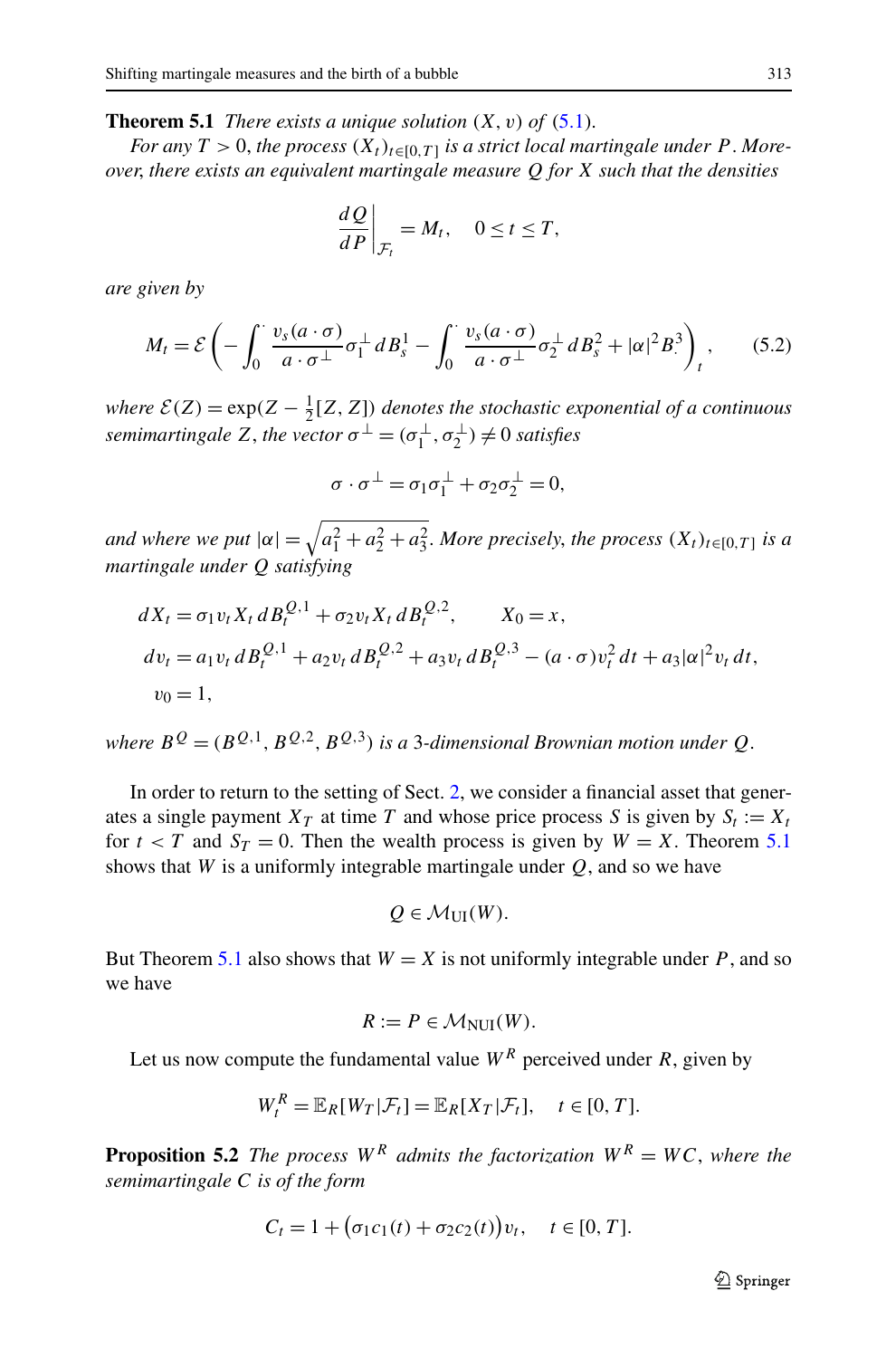**Theorem 5.1** *There exists a unique solution $(X, v)$ of (5.1).*

*For any $T > 0$, the process $(X_t)_{t \in [0,T]}$ is a strict local martingale under $P$. Moreover, there exists an equivalent martingale measure $Q$ for $X$ such that the densities*

$$\left.\frac{dQ}{dP}\right|_{\mathcal{F}_t} = M_t, \quad 0 \le t \le T,$$

*are given by*

$$M_t = \mathcal{E}\left( - \int_0^{\cdot} \frac{v_s (a \cdot \sigma)}{a \cdot \sigma^{\perp}} \sigma_1^{\perp} \, dB_s^1 - \int_0^{\cdot} \frac{v_s (a \cdot \sigma)}{a \cdot \sigma^{\perp}} \sigma_2^{\perp} \, dB_s^2 + |\alpha|^2 B_{\cdot}^3 \right)_t, \tag{5.2}$$

*where $\mathcal{E}(Z) = \exp(Z - \frac{1}{2}[Z, Z])$ denotes the stochastic exponential of a continuous semimartingale $Z$, the vector $\sigma^{\perp} = (\sigma_1^{\perp}, \sigma_2^{\perp}) \neq 0$ satisfies*

$$\sigma \cdot \sigma^{\perp} = \sigma_1 \sigma_1^{\perp} + \sigma_2 \sigma_2^{\perp} = 0,$$

*and where we put $|\alpha| = \sqrt{a_1^2 + a_2^2 + a_3^2}$. More precisely, the process $(X_t)_{t \in [0,T]}$ is a martingale under $Q$ satisfying*

$$\begin{aligned}
dX_t &= \sigma_1 v_t X_t \, dB_t^{Q,1} + \sigma_2 v_t X_t \, dB_t^{Q,2}, \qquad X_0 = x, \\
dv_t &= a_1 v_t \, dB_t^{Q,1} + a_2 v_t \, dB_t^{Q,2} + a_3 v_t \, dB_t^{Q,3} - (a \cdot \sigma) v_t^2 \, dt + a_3 |\alpha|^2 v_t \, dt, \\
v_0 &= 1,
\end{aligned}$$

*where $B^Q = (B^{Q,1}, B^{Q,2}, B^{Q,3})$ is a 3-dimensional Brownian motion under $Q$.*

In order to return to the setting of Sect. 2, we consider a financial asset that generates a single payment $X_T$ at time $T$ and whose price process $S$ is given by $S_t := X_t$ for $t < T$ and $S_T = 0$. Then the wealth process is given by $W = X$. Theorem 5.1 shows that $W$ is a uniformly integrable martingale under $Q$, and so we have

$$Q \in \mathcal{M}_{\mathrm{UI}}(W).$$

But Theorem 5.1 also shows that $W = X$ is not uniformly integrable under $P$, and so we have

$$R := P \in \mathcal{M}_{\mathrm{NUI}}(W).$$

Let us now compute the fundamental value $W^R$ perceived under $R$, given by

$$W_t^R = \mathbb{E}_R[W_T | \mathcal{F}_t] = \mathbb{E}_R[X_T | \mathcal{F}_t], \quad t \in [0, T].$$

**Proposition 5.2** *The process $W^R$ admits the factorization $W^R = WC$, where the semimartingale $C$ is of the form*

$$C_t = 1 + \big(\sigma_1 c_1(t) + \sigma_2 c_2(t)\big) v_t, \quad t \in [0, T].$$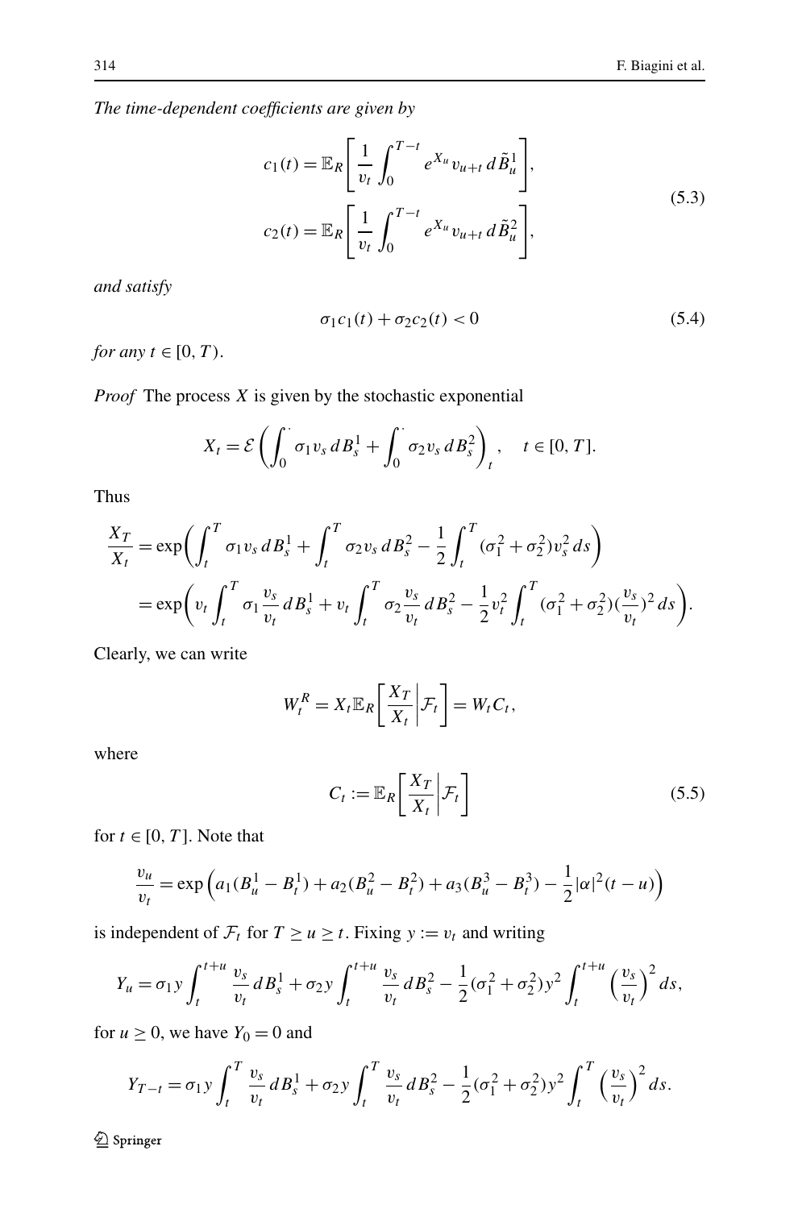*The time-dependent coefficients are given by*

$$
\begin{aligned}
c_1(t) &= \mathbb{E}_R\left[\frac{1}{v_t}\int_0^{T-t} e^{X_u} v_{u+t}\, d\tilde{B}_u^1\right], \\
c_2(t) &= \mathbb{E}_R\left[\frac{1}{v_t}\int_0^{T-t} e^{X_u} v_{u+t}\, d\tilde{B}_u^2\right],
\end{aligned}
\tag{5.3}
$$

*and satisfy*

$$
\sigma_1 c_1(t) + \sigma_2 c_2(t) < 0 \tag{5.4}
$$

*for any* $t \in [0, T)$.

*Proof* The process $X$ is given by the stochastic exponential

$$
X_t = \mathcal{E}\left(\int_0^{\cdot} \sigma_1 v_s\, dB_s^1 + \int_0^{\cdot} \sigma_2 v_s\, dB_s^2\right)_t, \quad t \in [0, T].
$$

Thus

$$
\begin{aligned}
\frac{X_T}{X_t} &= \exp\left(\int_t^T \sigma_1 v_s\, dB_s^1 + \int_t^T \sigma_2 v_s\, dB_s^2 - \frac{1}{2}\int_t^T (\sigma_1^2 + \sigma_2^2) v_s^2\, ds\right) \\
&= \exp\left(v_t \int_t^T \sigma_1 \frac{v_s}{v_t}\, dB_s^1 + v_t \int_t^T \sigma_2 \frac{v_s}{v_t}\, dB_s^2 - \frac{1}{2} v_t^2 \int_t^T (\sigma_1^2 + \sigma_2^2)\left(\frac{v_s}{v_t}\right)^2 ds\right).
\end{aligned}
$$

Clearly, we can write

$$
W_t^R = X_t \mathbb{E}_R\left[\frac{X_T}{X_t}\middle| \mathcal{F}_t\right] = W_t C_t,
$$

where

$$
C_t := \mathbb{E}_R\left[\frac{X_T}{X_t}\middle| \mathcal{F}_t\right] \tag{5.5}
$$

for $t \in [0, T]$. Note that

$$
\frac{v_u}{v_t} = \exp\left(a_1(B_u^1 - B_t^1) + a_2(B_u^2 - B_t^2) + a_3(B_u^3 - B_t^3) - \frac{1}{2}|\alpha|^2(t-u)\right)
$$

is independent of $\mathcal{F}_t$ for $T \geq u \geq t$. Fixing $y := v_t$ and writing

$$
Y_u = \sigma_1 y \int_t^{t+u} \frac{v_s}{v_t}\, dB_s^1 + \sigma_2 y \int_t^{t+u} \frac{v_s}{v_t}\, dB_s^2 - \frac{1}{2}(\sigma_1^2 + \sigma_2^2) y^2 \int_t^{t+u} \left(\frac{v_s}{v_t}\right)^2 ds,
$$

for $u \geq 0$, we have $Y_0 = 0$ and

$$
Y_{T-t} = \sigma_1 y \int_t^T \frac{v_s}{v_t}\, dB_s^1 + \sigma_2 y \int_t^T \frac{v_s}{v_t}\, dB_s^2 - \frac{1}{2}(\sigma_1^2 + \sigma_2^2) y^2 \int_t^T \left(\frac{v_s}{v_t}\right)^2 ds.
$$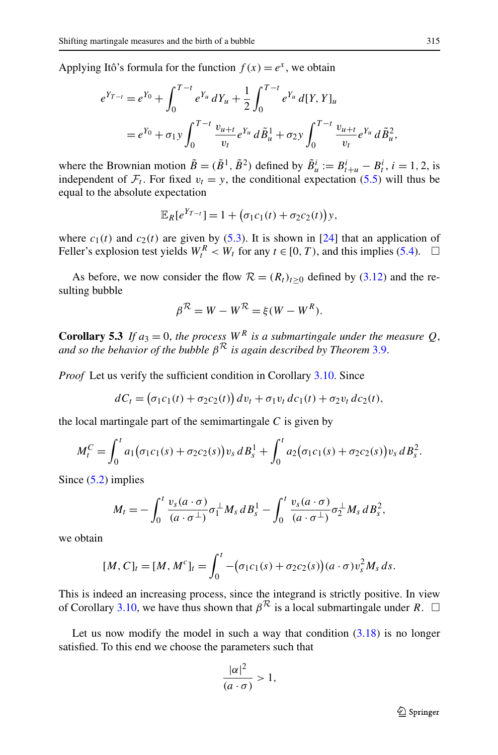Applying Itô's formula for the function $f(x) = e^x$, we obtain

$$
\begin{aligned}
e^{Y_{T-t}} &= e^{Y_0} + \int_0^{T-t} e^{Y_u}\, dY_u + \frac{1}{2}\int_0^{T-t} e^{Y_u}\, d[Y,Y]_u \\
&= e^{Y_0} + \sigma_1 y \int_0^{T-t} \frac{v_{u+t}}{v_t} e^{Y_u}\, d\tilde{B}^1_u + \sigma_2 y \int_0^{T-t} \frac{v_{u+t}}{v_t} e^{Y_u}\, d\tilde{B}^2_u,
\end{aligned}
$$

where the Brownian motion $\tilde{B} = (\tilde{B}^1, \tilde{B}^2)$ defined by $\tilde{B}^i_u := B^i_{t+u} - B^i_t$, $i = 1, 2$, is independent of $\mathcal{F}_t$. For fixed $v_t = y$, the conditional expectation (5.5) will thus be equal to the absolute expectation

$$
\mathbb{E}_R[e^{Y_{T-t}}] = 1 + \big(\sigma_1 c_1(t) + \sigma_2 c_2(t)\big) y,
$$

where $c_1(t)$ and $c_2(t)$ are given by (5.3). It is shown in [24] that an application of Feller's explosion test yields $W^R_t < W_t$ for any $t \in [0, T)$, and this implies (5.4). □

As before, we now consider the flow $\mathcal{R} = (R_t)_{t \geq 0}$ defined by (3.12) and the resulting bubble

$$
\beta^{\mathcal{R}} = W - W^{\mathcal{R}} = \xi(W - W^R).
$$

**Corollary 5.3** *If $a_3 = 0$, the process $W^R$ is a submartingale under the measure $Q$, and so the behavior of the bubble $\beta^{\mathcal{R}}$ is again described by Theorem 3.9.*

*Proof* Let us verify the sufficient condition in Corollary 3.10. Since

$$
dC_t = \big(\sigma_1 c_1(t) + \sigma_2 c_2(t)\big)\, dv_t + \sigma_1 v_t\, dc_1(t) + \sigma_2 v_t\, dc_2(t),
$$

the local martingale part of the semimartingale $C$ is given by

$$
M^C_t = \int_0^t a_1\big(\sigma_1 c_1(s) + \sigma_2 c_2(s)\big) v_s\, dB^1_s + \int_0^t a_2\big(\sigma_1 c_1(s) + \sigma_2 c_2(s)\big) v_s\, dB^2_s.
$$

Since (5.2) implies

$$
M_t = -\int_0^t \frac{v_s (a \cdot \sigma)}{(a \cdot \sigma^{\perp})} \sigma_1^{\perp} M_s\, dB^1_s - \int_0^t \frac{v_s (a \cdot \sigma)}{(a \cdot \sigma^{\perp})} \sigma_2^{\perp} M_s\, dB^2_s,
$$

we obtain

$$
[M, C]_t = [M, M^c]_t = \int_0^t -\big(\sigma_1 c_1(s) + \sigma_2 c_2(s)\big)(a \cdot \sigma) v_s^2 M_s\, ds.
$$

This is indeed an increasing process, since the integrand is strictly positive. In view of Corollary 3.10, we have thus shown that $\beta^{\mathcal{R}}$ is a local submartingale under $R$. □

Let us now modify the model in such a way that condition (3.18) is no longer satisfied. To this end we choose the parameters such that

$$
\frac{|\alpha|^2}{(a \cdot \sigma)} > 1,
$$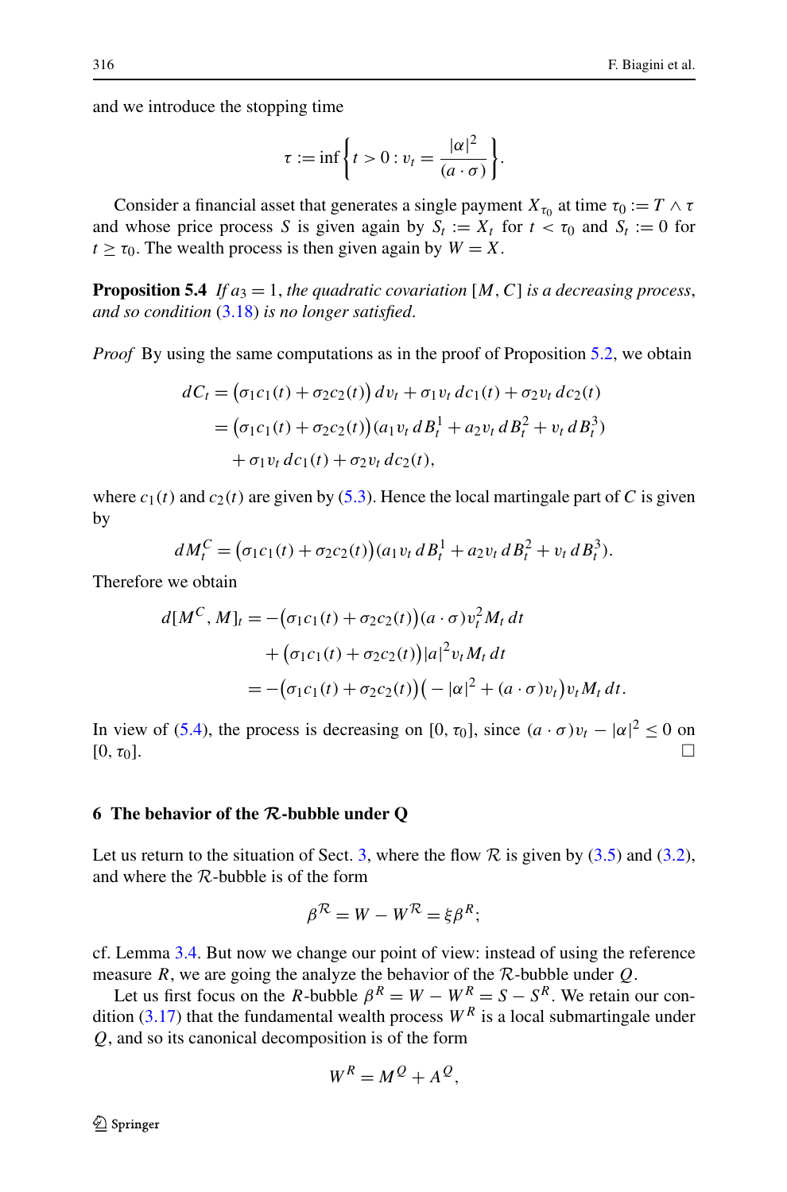and we introduce the stopping time

$$\tau := \inf\left\{t > 0 : v_t = \frac{|\alpha|^2}{(a \cdot \sigma)}\right\}.$$

Consider a financial asset that generates a single payment $X_{\tau_0}$ at time $\tau_0 := T \wedge \tau$ and whose price process $S$ is given again by $S_t := X_t$ for $t < \tau_0$ and $S_t := 0$ for $t \geq \tau_0$. The wealth process is then given again by $W = X$.

**Proposition 5.4** *If $a_3 = 1$, the quadratic covariation $[M, C]$ is a decreasing process, and so condition (3.18) is no longer satisfied.*

*Proof* By using the same computations as in the proof of Proposition 5.2, we obtain

$$\begin{aligned}
dC_t &= \big(\sigma_1 c_1(t) + \sigma_2 c_2(t)\big)\, dv_t + \sigma_1 v_t\, dc_1(t) + \sigma_2 v_t\, dc_2(t) \\
&= \big(\sigma_1 c_1(t) + \sigma_2 c_2(t)\big)\big(a_1 v_t\, dB_t^1 + a_2 v_t\, dB_t^2 + v_t\, dB_t^3\big) \\
&\quad + \sigma_1 v_t\, dc_1(t) + \sigma_2 v_t\, dc_2(t),
\end{aligned}$$

where $c_1(t)$ and $c_2(t)$ are given by (5.3). Hence the local martingale part of $C$ is given by

$$dM_t^C = \big(\sigma_1 c_1(t) + \sigma_2 c_2(t)\big)\big(a_1 v_t\, dB_t^1 + a_2 v_t\, dB_t^2 + v_t\, dB_t^3\big).$$

Therefore we obtain

$$\begin{aligned}
d[M^C, M]_t &= -\big(\sigma_1 c_1(t) + \sigma_2 c_2(t)\big)(a \cdot \sigma) v_t^2 M_t\, dt \\
&\quad + \big(\sigma_1 c_1(t) + \sigma_2 c_2(t)\big)|a|^2 v_t M_t\, dt \\
&= -\big(\sigma_1 c_1(t) + \sigma_2 c_2(t)\big)\big(-|\alpha|^2 + (a \cdot \sigma) v_t\big) v_t M_t\, dt.
\end{aligned}$$

In view of (5.4), the process is decreasing on $[0, \tau_0]$, since $(a \cdot \sigma) v_t - |\alpha|^2 \leq 0$ on $[0, \tau_0]$. $\square$

## 6 The behavior of the $\mathcal{R}$-bubble under Q

Let us return to the situation of Sect. 3, where the flow $\mathcal{R}$ is given by (3.5) and (3.2), and where the $\mathcal{R}$-bubble is of the form

$$\beta^{\mathcal{R}} = W - W^{\mathcal{R}} = \xi \beta^R;$$

cf. Lemma 3.4. But now we change our point of view: instead of using the reference measure $R$, we are going the analyze the behavior of the $\mathcal{R}$-bubble under $Q$.

Let us first focus on the $R$-bubble $\beta^R = W - W^R = S - S^R$. We retain our condition (3.17) that the fundamental wealth process $W^R$ is a local submartingale under $Q$, and so its canonical decomposition is of the form

$$W^R = M^Q + A^Q,$$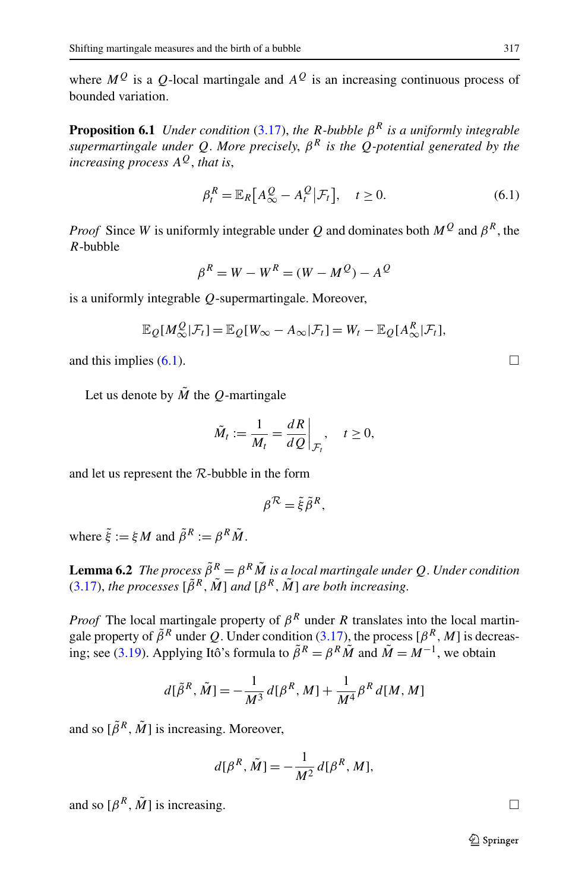where $M^Q$ is a $Q$-local martingale and $A^Q$ is an increasing continuous process of bounded variation.

**Proposition 6.1** *Under condition* (3.17), *the* $R$*-bubble* $\beta^R$ *is a uniformly integrable supermartingale under* $Q$. *More precisely,* $\beta^R$ *is the* $Q$*-potential generated by the increasing process* $A^Q$, *that is,*

$$\beta_t^R = \mathbb{E}_R\big[A_\infty^Q - A_t^Q \big| \mathcal{F}_t\big], \quad t \geq 0. \tag{6.1}$$

*Proof* Since $W$ is uniformly integrable under $Q$ and dominates both $M^Q$ and $\beta^R$, the $R$-bubble

$$\beta^R = W - W^R = (W - M^Q) - A^Q$$

is a uniformly integrable $Q$-supermartingale. Moreover,

$$\mathbb{E}_Q[M_\infty^Q | \mathcal{F}_t] = \mathbb{E}_Q[W_\infty - A_\infty | \mathcal{F}_t] = W_t - \mathbb{E}_Q[A_\infty^R | \mathcal{F}_t],$$

and this implies (6.1). □

Let us denote by $\tilde{M}$ the $Q$-martingale

$$\tilde{M}_t := \frac{1}{M_t} = \frac{dR}{dQ}\bigg|_{\mathcal{F}_t}, \quad t \geq 0,$$

and let us represent the $\mathcal{R}$-bubble in the form

$$\beta^{\mathcal{R}} = \tilde{\xi}\tilde{\beta}^R,$$

where $\tilde{\xi} := \xi M$ and $\tilde{\beta}^R := \beta^R \tilde{M}$.

**Lemma 6.2** *The process* $\tilde{\beta}^R = \beta^R \tilde{M}$ *is a local martingale under* $Q$. *Under condition* (3.17), *the processes* $[\tilde{\beta}^R, \tilde{M}]$ *and* $[\beta^R, \tilde{M}]$ *are both increasing.*

*Proof* The local martingale property of $\beta^R$ under $R$ translates into the local martingale property of $\tilde{\beta}^R$ under $Q$. Under condition (3.17), the process $[\beta^R, M]$ is decreasing; see (3.19). Applying Itô's formula to $\tilde{\beta}^R = \beta^R \tilde{M}$ and $\tilde{M} = M^{-1}$, we obtain

$$d[\tilde{\beta}^R, \tilde{M}] = -\frac{1}{M^3}\, d[\beta^R, M] + \frac{1}{M^4}\beta^R\, d[M, M]$$

and so $[\tilde{\beta}^R, \tilde{M}]$ is increasing. Moreover,

$$d[\beta^R, \tilde{M}] = -\frac{1}{M^2}\, d[\beta^R, M],$$

and so $[\beta^R, \tilde{M}]$ is increasing. □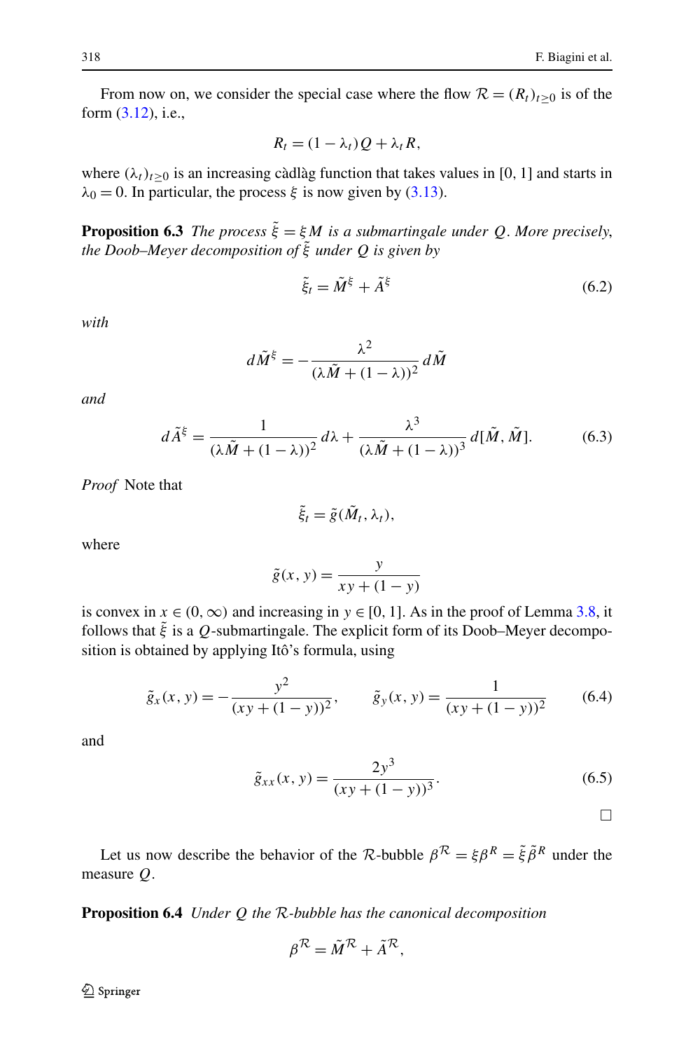From now on, we consider the special case where the flow $\mathcal{R} = (R_t)_{t\geq 0}$ is of the form (3.12), i.e.,

$$R_t = (1-\lambda_t)Q + \lambda_t R,$$

where $(\lambda_t)_{t\geq 0}$ is an increasing càdlàg function that takes values in [0, 1] and starts in $\lambda_0 = 0$. In particular, the process $\xi$ is now given by (3.13).

**Proposition 6.3** *The process $\tilde{\xi} = \xi M$ is a submartingale under $Q$. More precisely, the Doob–Meyer decomposition of $\tilde{\xi}$ under $Q$ is given by*

$$\tilde{\xi}_t = \tilde{M}^{\xi} + \tilde{A}^{\xi} \tag{6.2}$$

*with*

$$d\tilde{M}^{\xi} = -\frac{\lambda^2}{(\lambda\tilde{M} + (1-\lambda))^2}\, d\tilde{M}$$

*and*

$$d\tilde{A}^{\xi} = \frac{1}{(\lambda\tilde{M} + (1-\lambda))^2}\, d\lambda + \frac{\lambda^3}{(\lambda\tilde{M} + (1-\lambda))^3}\, d[\tilde{M}, \tilde{M}]. \tag{6.3}$$

*Proof* Note that

$$\tilde{\xi}_t = \tilde{g}(\tilde{M}_t, \lambda_t),$$

where

$$\tilde{g}(x, y) = \frac{y}{xy + (1-y)}$$

is convex in $x \in (0, \infty)$ and increasing in $y \in [0, 1]$. As in the proof of Lemma 3.8, it follows that $\tilde{\xi}$ is a $Q$-submartingale. The explicit form of its Doob–Meyer decomposition is obtained by applying Itô's formula, using

$$\tilde{g}_x(x, y) = -\frac{y^2}{(xy + (1-y))^2}, \qquad \tilde{g}_y(x, y) = \frac{1}{(xy + (1-y))^2} \tag{6.4}$$

and

$$\tilde{g}_{xx}(x, y) = \frac{2y^3}{(xy + (1-y))^3}. \tag{6.5}$$

□

Let us now describe the behavior of the $\mathcal{R}$-bubble $\beta^{\mathcal{R}} = \xi\beta^R = \tilde{\xi}\tilde{\beta}^R$ under the measure $Q$.

**Proposition 6.4** *Under $Q$ the $\mathcal{R}$-bubble has the canonical decomposition*

$$\beta^{\mathcal{R}} = \tilde{M}^{\mathcal{R}} + \tilde{A}^{\mathcal{R}},$$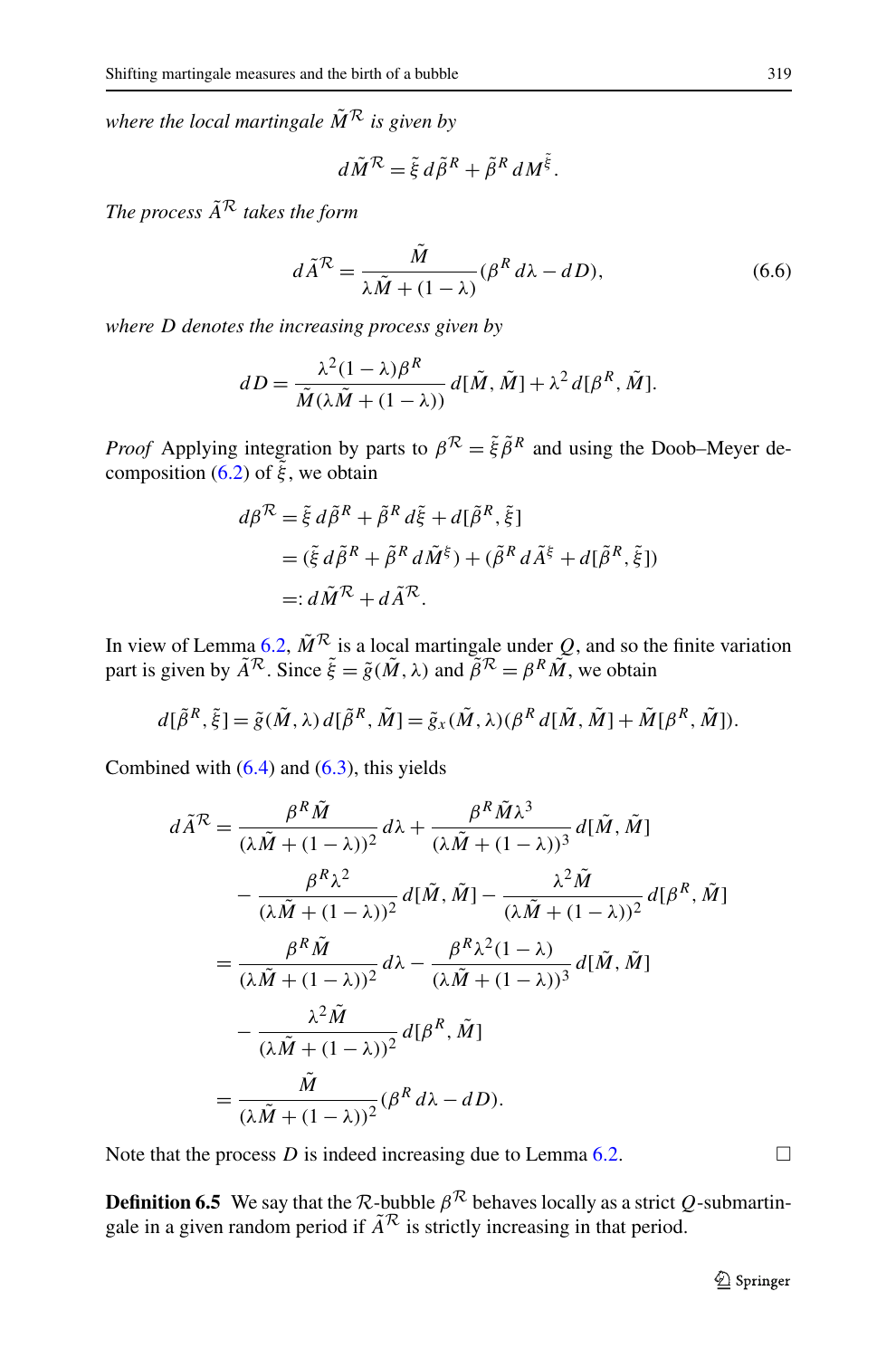*where the local martingale $\tilde{M}^{\mathcal{R}}$ is given by*

$$d\tilde{M}^{\mathcal{R}} = \tilde{\xi}\, d\tilde{\beta}^R + \tilde{\beta}^R\, dM^{\tilde{\xi}}.$$

*The process $\tilde{A}^{\mathcal{R}}$ takes the form*

$$d\tilde{A}^{\mathcal{R}} = \frac{\tilde{M}}{\lambda \tilde{M} + (1-\lambda)} (\beta^R\, d\lambda - dD), \tag{6.6}$$

*where $D$ denotes the increasing process given by*

$$dD = \frac{\lambda^2 (1-\lambda) \beta^R}{\tilde{M}(\lambda \tilde{M} + (1-\lambda))}\, d[\tilde{M}, \tilde{M}] + \lambda^2\, d[\beta^R, \tilde{M}].$$

*Proof* Applying integration by parts to $\beta^{\mathcal{R}} = \tilde{\xi} \tilde{\beta}^R$ and using the Doob–Meyer decomposition (6.2) of $\tilde{\xi}$, we obtain

$$\begin{aligned}
d\beta^{\mathcal{R}} &= \tilde{\xi}\, d\tilde{\beta}^R + \tilde{\beta}^R\, d\tilde{\xi} + d[\tilde{\beta}^R, \tilde{\xi}] \\
&= (\tilde{\xi}\, d\tilde{\beta}^R + \tilde{\beta}^R\, d\tilde{M}^{\xi}) + (\tilde{\beta}^R\, d\tilde{A}^{\xi} + d[\tilde{\beta}^R, \tilde{\xi}]) \\
&=: d\tilde{M}^{\mathcal{R}} + d\tilde{A}^{\mathcal{R}}.
\end{aligned}$$

In view of Lemma 6.2, $\tilde{M}^{\mathcal{R}}$ is a local martingale under $Q$, and so the finite variation part is given by $\tilde{A}^{\mathcal{R}}$. Since $\tilde{\xi} = \tilde{g}(\tilde{M}, \lambda)$ and $\tilde{\beta}^{\mathcal{R}} = \beta^R \tilde{M}$, we obtain

$$d[\tilde{\beta}^R, \tilde{\xi}] = \tilde{g}(\tilde{M}, \lambda)\, d[\tilde{\beta}^R, \tilde{M}] = \tilde{g}_x(\tilde{M}, \lambda)(\beta^R\, d[\tilde{M}, \tilde{M}] + \tilde{M}[\beta^R, \tilde{M}]).$$

Combined with (6.4) and (6.3), this yields

$$\begin{aligned}
d\tilde{A}^{\mathcal{R}} &= \frac{\beta^R \tilde{M}}{(\lambda \tilde{M} + (1-\lambda))^2}\, d\lambda + \frac{\beta^R \tilde{M} \lambda^3}{(\lambda \tilde{M} + (1-\lambda))^3}\, d[\tilde{M}, \tilde{M}] \\
&\quad - \frac{\beta^R \lambda^2}{(\lambda \tilde{M} + (1-\lambda))^2}\, d[\tilde{M}, \tilde{M}] - \frac{\lambda^2 \tilde{M}}{(\lambda \tilde{M} + (1-\lambda))^2}\, d[\beta^R, \tilde{M}] \\
&= \frac{\beta^R \tilde{M}}{(\lambda \tilde{M} + (1-\lambda))^2}\, d\lambda - \frac{\beta^R \lambda^2 (1-\lambda)}{(\lambda \tilde{M} + (1-\lambda))^3}\, d[\tilde{M}, \tilde{M}] \\
&\quad - \frac{\lambda^2 \tilde{M}}{(\lambda \tilde{M} + (1-\lambda))^2}\, d[\beta^R, \tilde{M}] \\
&= \frac{\tilde{M}}{(\lambda \tilde{M} + (1-\lambda))^2} (\beta^R\, d\lambda - dD).
\end{aligned}$$

Note that the process $D$ is indeed increasing due to Lemma 6.2. □

**Definition 6.5** We say that the $\mathcal{R}$-bubble $\beta^{\mathcal{R}}$ behaves locally as a strict $Q$-submartingale in a given random period if $\tilde{A}^{\mathcal{R}}$ is strictly increasing in that period.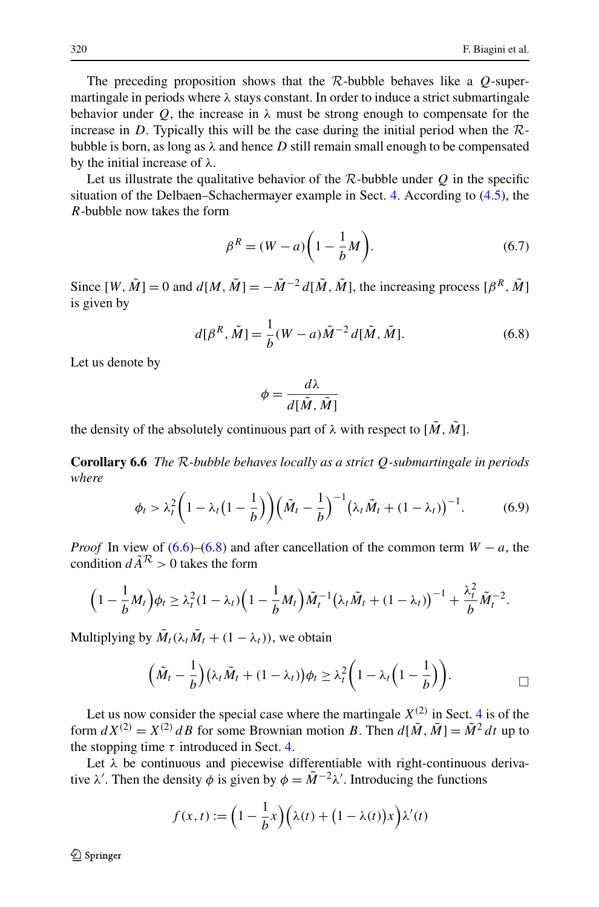The preceding proposition shows that the $\mathcal{R}$-bubble behaves like a $Q$-supermartingale in periods where $\lambda$ stays constant. In order to induce a strict submartingale behavior under $Q$, the increase in $\lambda$ must be strong enough to compensate for the increase in $D$. Typically this will be the case during the initial period when the $\mathcal{R}$-bubble is born, as long as $\lambda$ and hence $D$ still remain small enough to be compensated by the initial increase of $\lambda$.

Let us illustrate the qualitative behavior of the $\mathcal{R}$-bubble under $Q$ in the specific situation of the Delbaen–Schachermayer example in Sect. 4. According to (4.5), the $R$-bubble now takes the form

$$\beta^R = (W - a)\left(1 - \frac{1}{b}M\right). \tag{6.7}$$

Since $[W, \tilde{M}] = 0$ and $d[M, \tilde{M}] = -\tilde{M}^{-2}\, d[\tilde{M}, \tilde{M}]$, the increasing process $[\beta^R, \tilde{M}]$ is given by

$$d[\beta^R, \tilde{M}] = \frac{1}{b}(W - a)\tilde{M}^{-2}\, d[\tilde{M}, \tilde{M}]. \tag{6.8}$$

Let us denote by

$$\phi = \frac{d\lambda}{d[\tilde{M}, \tilde{M}]}$$

the density of the absolutely continuous part of $\lambda$ with respect to $[\tilde{M}, \tilde{M}]$.

**Corollary 6.6** *The $\mathcal{R}$-bubble behaves locally as a strict $Q$-submartingale in periods where*

$$\phi_t > \lambda_t^2\left(1 - \lambda_t\left(1 - \frac{1}{b}\right)\right)\left(\tilde{M}_t - \frac{1}{b}\right)^{-1}\left(\lambda_t \tilde{M}_t + (1 - \lambda_t)\right)^{-1}. \tag{6.9}$$

*Proof* In view of (6.6)–(6.8) and after cancellation of the common term $W - a$, the condition $d\tilde{A}^{\mathcal{R}} > 0$ takes the form

$$\left(1 - \frac{1}{b}M_t\right)\phi_t \geq \lambda_t^2(1 - \lambda_t)\left(1 - \frac{1}{b}M_t\right)\tilde{M}_t^{-1}\left(\lambda_t \tilde{M}_t + (1 - \lambda_t)\right)^{-1} + \frac{\lambda_t^2}{b}\tilde{M}_t^{-2}.$$

Multiplying by $\tilde{M}_t(\lambda_t \tilde{M}_t + (1 - \lambda_t))$, we obtain

$$\left(\tilde{M}_t - \frac{1}{b}\right)\left(\lambda_t \tilde{M}_t + (1 - \lambda_t)\right)\phi_t \geq \lambda_t^2\left(1 - \lambda_t\left(1 - \frac{1}{b}\right)\right). \qquad \square$$

Let us now consider the special case where the martingale $X^{(2)}$ in Sect. 4 is of the form $dX^{(2)} = X^{(2)}\, dB$ for some Brownian motion $B$. Then $d[\tilde{M}, \tilde{M}] = \tilde{M}^2\, dt$ up to the stopping time $\tau$ introduced in Sect. 4.

Let $\lambda$ be continuous and piecewise differentiable with right-continuous derivative $\lambda'$. Then the density $\phi$ is given by $\phi = \tilde{M}^{-2}\lambda'$. Introducing the functions

$$f(x, t) := \left(1 - \frac{1}{b}x\right)\left(\lambda(t) + \left(1 - \lambda(t)\right)x\right)\lambda'(t)$$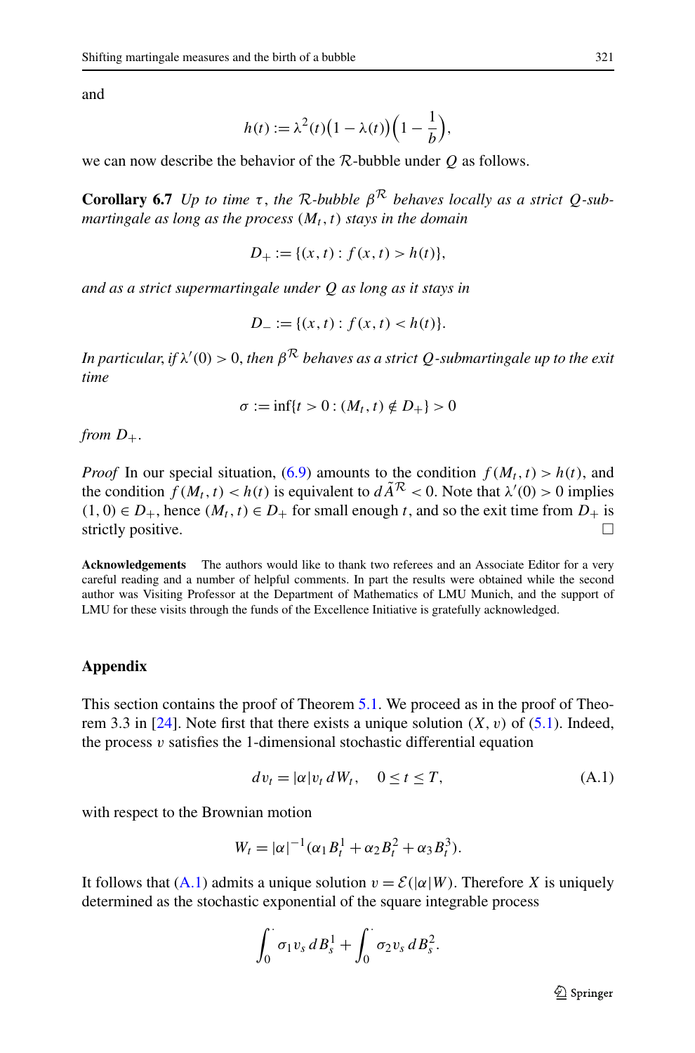and

$$h(t) := \lambda^2(t)\big(1 - \lambda(t)\big)\Big(1 - \frac{1}{b}\Big),$$

we can now describe the behavior of the $\mathcal{R}$-bubble under $Q$ as follows.

**Corollary 6.7** *Up to time $\tau$, the $\mathcal{R}$-bubble $\beta^{\mathcal{R}}$ behaves locally as a strict $Q$-submartingale as long as the process $(M_t, t)$ stays in the domain*

$$D_+ := \{(x,t) : f(x,t) > h(t)\},$$

*and as a strict supermartingale under $Q$ as long as it stays in*

$$D_- := \{(x,t) : f(x,t) < h(t)\}.$$

*In particular, if $\lambda'(0) > 0$, then $\beta^{\mathcal{R}}$ behaves as a strict $Q$-submartingale up to the exit time*

$$\sigma := \inf\{t > 0 : (M_t, t) \notin D_+\} > 0$$

*from $D_+$.*

*Proof* In our special situation, (6.9) amounts to the condition $f(M_t, t) > h(t)$, and the condition $f(M_t, t) < h(t)$ is equivalent to $d\tilde{A}^{\mathcal{R}} < 0$. Note that $\lambda'(0) > 0$ implies $(1, 0) \in D_+$, hence $(M_t, t) \in D_+$ for small enough $t$, and so the exit time from $D_+$ is strictly positive. □

**Acknowledgements** The authors would like to thank two referees and an Associate Editor for a very careful reading and a number of helpful comments. In part the results were obtained while the second author was Visiting Professor at the Department of Mathematics of LMU Munich, and the support of LMU for these visits through the funds of the Excellence Initiative is gratefully acknowledged.

## Appendix

This section contains the proof of Theorem 5.1. We proceed as in the proof of Theorem 3.3 in [24]. Note first that there exists a unique solution $(X, v)$ of (5.1). Indeed, the process $v$ satisfies the 1-dimensional stochastic differential equation

$$dv_t = |\alpha| v_t \, dW_t, \quad 0 \le t \le T, \tag{A.1}$$

with respect to the Brownian motion

$$W_t = |\alpha|^{-1}(\alpha_1 B_t^1 + \alpha_2 B_t^2 + \alpha_3 B_t^3).$$

It follows that (A.1) admits a unique solution $v = \mathcal{E}(|\alpha| W)$. Therefore $X$ is uniquely determined as the stochastic exponential of the square integrable process

$$\int_0^{\cdot} \sigma_1 v_s \, dB_s^1 + \int_0^{\cdot} \sigma_2 v_s \, dB_s^2.$$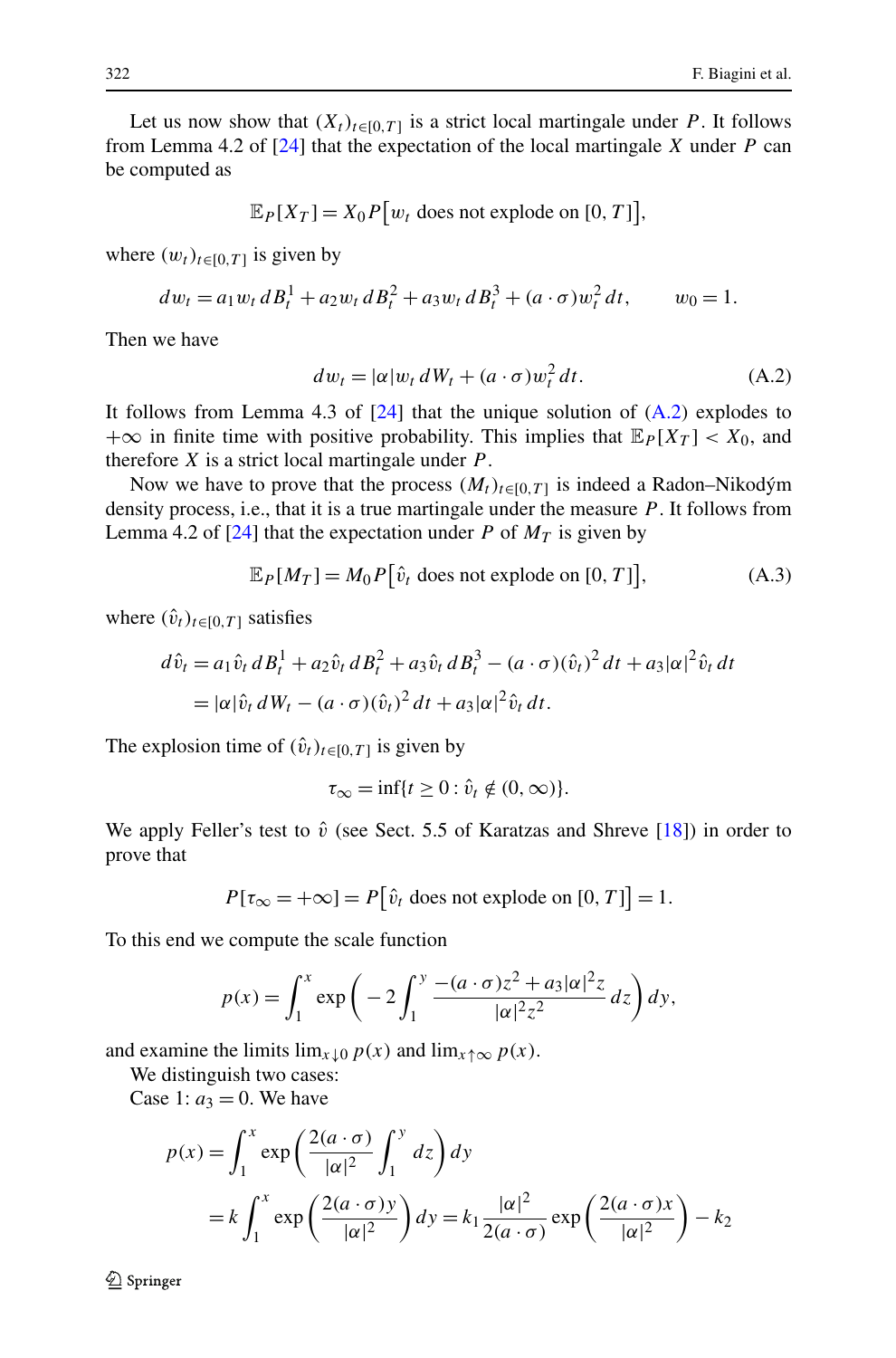Let us now show that $(X_t)_{t\in[0,T]}$ is a strict local martingale under $P$. It follows from Lemma 4.2 of [24] that the expectation of the local martingale $X$ under $P$ can be computed as

$$\mathbb{E}_P[X_T] = X_0 P\big[w_t \text{ does not explode on } [0,T]\big],$$

where $(w_t)_{t\in[0,T]}$ is given by

$$dw_t = a_1 w_t \, dB_t^1 + a_2 w_t \, dB_t^2 + a_3 w_t \, dB_t^3 + (a\cdot\sigma) w_t^2 \, dt, \qquad w_0 = 1.$$

Then we have

$$dw_t = |\alpha| w_t \, dW_t + (a\cdot\sigma) w_t^2 \, dt. \tag{A.2}$$

It follows from Lemma 4.3 of [24] that the unique solution of (A.2) explodes to $+\infty$ in finite time with positive probability. This implies that $\mathbb{E}_P[X_T] < X_0$, and therefore $X$ is a strict local martingale under $P$.

Now we have to prove that the process $(M_t)_{t\in[0,T]}$ is indeed a Radon–Nikodým density process, i.e., that it is a true martingale under the measure $P$. It follows from Lemma 4.2 of [24] that the expectation under $P$ of $M_T$ is given by

$$\mathbb{E}_P[M_T] = M_0 P\big[\hat{v}_t \text{ does not explode on } [0,T]\big], \tag{A.3}$$

where $(\hat{v}_t)_{t\in[0,T]}$ satisfies

$$\begin{aligned}
d\hat{v}_t &= a_1 \hat{v}_t \, dB_t^1 + a_2 \hat{v}_t \, dB_t^2 + a_3 \hat{v}_t \, dB_t^3 - (a\cdot\sigma)(\hat{v}_t)^2 \, dt + a_3|\alpha|^2 \hat{v}_t \, dt \\
&= |\alpha| \hat{v}_t \, dW_t - (a\cdot\sigma)(\hat{v}_t)^2 \, dt + a_3|\alpha|^2 \hat{v}_t \, dt.
\end{aligned}$$

The explosion time of $(\hat{v}_t)_{t\in[0,T]}$ is given by

$$\tau_\infty = \inf\{t \geq 0 : \hat{v}_t \notin (0,\infty)\}.$$

We apply Feller's test to $\hat{v}$ (see Sect. 5.5 of Karatzas and Shreve [18]) in order to prove that

$$P[\tau_\infty = +\infty] = P\big[\hat{v}_t \text{ does not explode on } [0,T]\big] = 1.$$

To this end we compute the scale function

$$p(x) = \int_1^x \exp\left(-2\int_1^y \frac{-(a\cdot\sigma)z^2 + a_3|\alpha|^2 z}{|\alpha|^2 z^2} \, dz\right) dy,$$

and examine the limits $\lim_{x\downarrow 0} p(x)$ and $\lim_{x\uparrow\infty} p(x)$.

We distinguish two cases:

Case 1: $a_3 = 0$. We have

$$\begin{aligned}
p(x) &= \int_1^x \exp\left(\frac{2(a\cdot\sigma)}{|\alpha|^2}\int_1^y dz\right) dy \\
&= k\int_1^x \exp\left(\frac{2(a\cdot\sigma)y}{|\alpha|^2}\right) dy = k_1 \frac{|\alpha|^2}{2(a\cdot\sigma)} \exp\left(\frac{2(a\cdot\sigma)x}{|\alpha|^2}\right) - k_2
\end{aligned}$$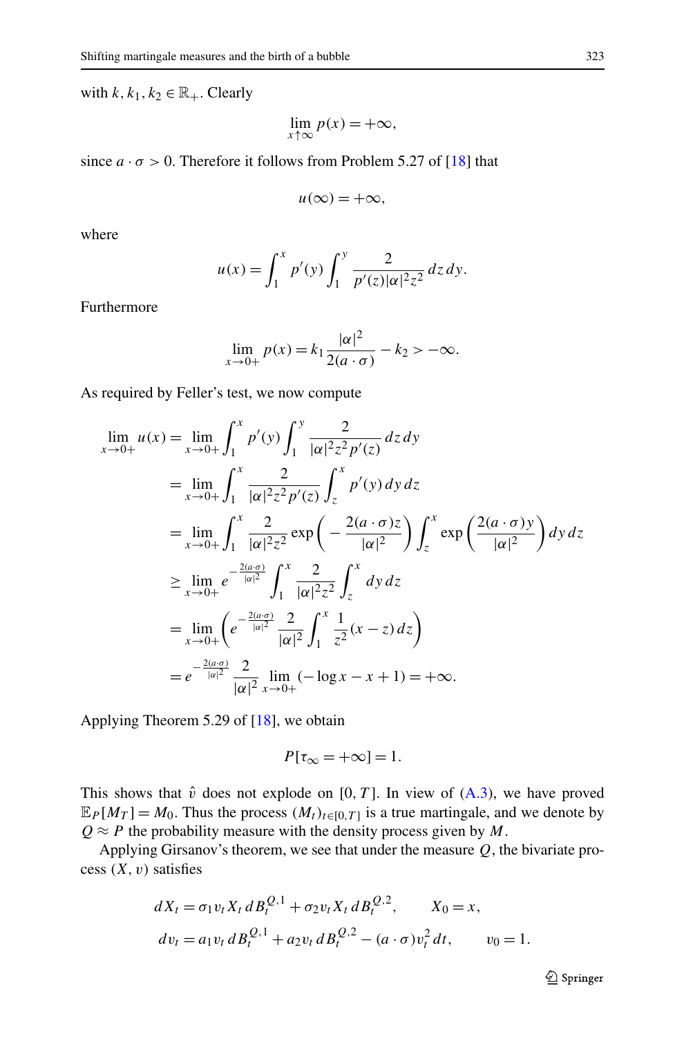with $k, k_1, k_2 \in \mathbb{R}_+$. Clearly

$$\lim_{x \uparrow \infty} p(x) = +\infty,$$

since $a \cdot \sigma > 0$. Therefore it follows from Problem 5.27 of [18] that

$$u(\infty) = +\infty,$$

where

$$u(x) = \int_1^x p'(y) \int_1^y \frac{2}{p'(z)|\alpha|^2 z^2} \, dz \, dy.$$

Furthermore

$$\lim_{x \to 0+} p(x) = k_1 \frac{|\alpha|^2}{2(a \cdot \sigma)} - k_2 > -\infty.$$

As required by Feller's test, we now compute

$$\begin{aligned}
\lim_{x \to 0+} u(x) &= \lim_{x \to 0+} \int_1^x p'(y) \int_1^y \frac{2}{|\alpha|^2 z^2 p'(z)} \, dz \, dy \\
&= \lim_{x \to 0+} \int_1^x \frac{2}{|\alpha|^2 z^2 p'(z)} \int_z^x p'(y) \, dy \, dz \\
&= \lim_{x \to 0+} \int_1^x \frac{2}{|\alpha|^2 z^2} \exp\left( -\frac{2(a \cdot \sigma) z}{|\alpha|^2} \right) \int_z^x \exp\left( \frac{2(a \cdot \sigma) y}{|\alpha|^2} \right) dy \, dz \\
&\geq \lim_{x \to 0+} e^{-\frac{2(a \cdot \sigma)}{|\alpha|^2}} \int_1^x \frac{2}{|\alpha|^2 z^2} \int_z^x dy \, dz \\
&= \lim_{x \to 0+} \left( e^{-\frac{2(a \cdot \sigma)}{|\alpha|^2}} \frac{2}{|\alpha|^2} \int_1^x \frac{1}{z^2} (x - z) \, dz \right) \\
&= e^{-\frac{2(a \cdot \sigma)}{|\alpha|^2}} \frac{2}{|\alpha|^2} \lim_{x \to 0+} (-\log x - x + 1) = +\infty.
\end{aligned}$$

Applying Theorem 5.29 of [18], we obtain

$$P[\tau_\infty = +\infty] = 1.$$

This shows that $\hat{v}$ does not explode on $[0, T]$. In view of (A.3), we have proved $\mathbb{E}_P[M_T] = M_0$. Thus the process $(M_t)_{t \in [0,T]}$ is a true martingale, and we denote by $Q \approx P$ the probability measure with the density process given by $M$.

Applying Girsanov's theorem, we see that under the measure $Q$, the bivariate process $(X, v)$ satisfies

$$\begin{aligned}
dX_t &= \sigma_1 v_t X_t \, dB_t^{Q,1} + \sigma_2 v_t X_t \, dB_t^{Q,2}, \qquad X_0 = x, \\
dv_t &= a_1 v_t \, dB_t^{Q,1} + a_2 v_t \, dB_t^{Q,2} - (a \cdot \sigma) v_t^2 \, dt, \qquad v_0 = 1.
\end{aligned}$$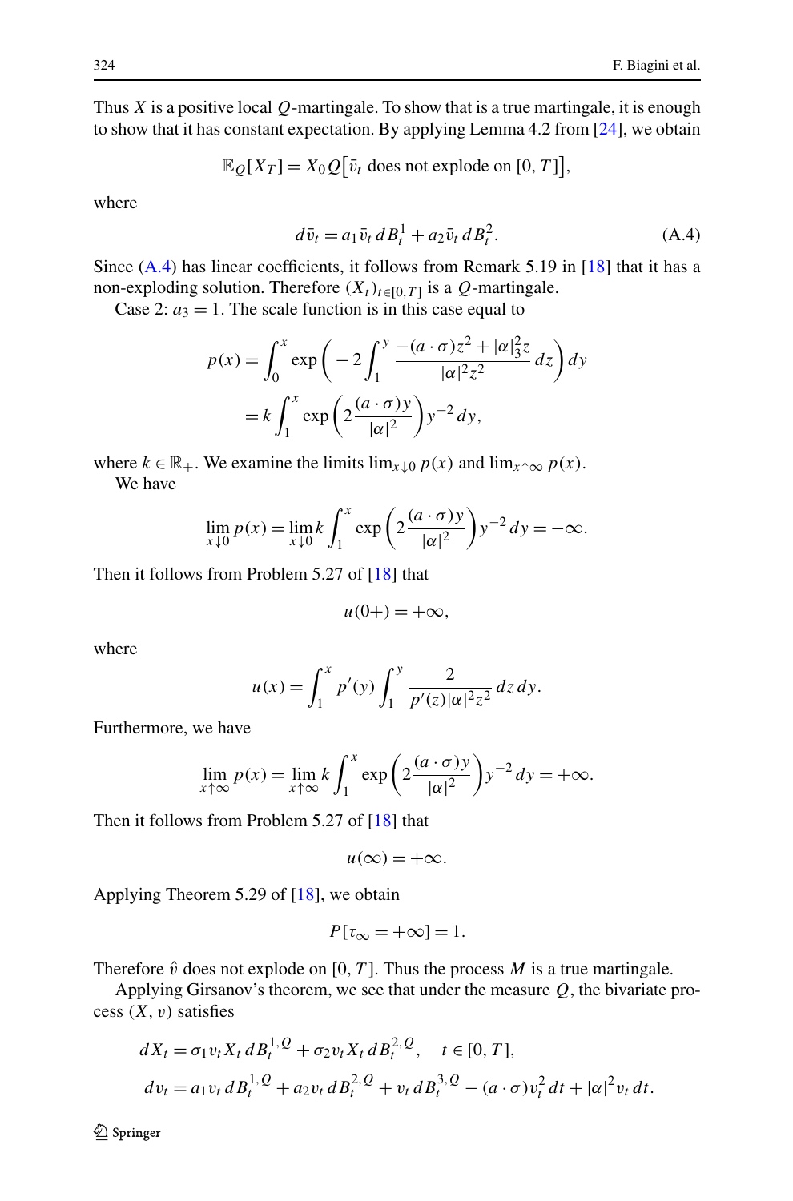Thus $X$ is a positive local $Q$-martingale. To show that is a true martingale, it is enough to show that it has constant expectation. By applying Lemma 4.2 from [24], we obtain

$$\mathbb{E}_Q[X_T] = X_0 Q\big[\bar{v}_t \text{ does not explode on } [0,T]\big],$$

where

$$d\bar{v}_t = a_1 \bar{v}_t \, dB_t^1 + a_2 \bar{v}_t \, dB_t^2. \tag{A.4}$$

Since (A.4) has linear coefficients, it follows from Remark 5.19 in [18] that it has a non-exploding solution. Therefore $(X_t)_{t\in[0,T]}$ is a $Q$-martingale.

Case 2: $a_3 = 1$. The scale function is in this case equal to

$$\begin{aligned}
p(x) &= \int_0^x \exp\left(-2\int_1^y \frac{-(a\cdot\sigma)z^2 + |\alpha|_3^2 z}{|\alpha|^2 z^2}\, dz\right) dy \\
&= k\int_1^x \exp\left(2\frac{(a\cdot\sigma)y}{|\alpha|^2}\right) y^{-2}\, dy,
\end{aligned}$$

where $k \in \mathbb{R}_+$. We examine the limits $\lim_{x\downarrow 0} p(x)$ and $\lim_{x\uparrow\infty} p(x)$.

We have

$$\lim_{x\downarrow 0} p(x) = \lim_{x\downarrow 0} k\int_1^x \exp\left(2\frac{(a\cdot\sigma)y}{|\alpha|^2}\right) y^{-2}\, dy = -\infty.$$

Then it follows from Problem 5.27 of [18] that

$$u(0+) = +\infty,$$

where

$$u(x) = \int_1^x p'(y)\int_1^y \frac{2}{p'(z)|\alpha|^2 z^2}\, dz\, dy.$$

Furthermore, we have

$$\lim_{x\uparrow\infty} p(x) = \lim_{x\uparrow\infty} k\int_1^x \exp\left(2\frac{(a\cdot\sigma)y}{|\alpha|^2}\right) y^{-2}\, dy = +\infty.$$

Then it follows from Problem 5.27 of [18] that

$$u(\infty) = +\infty.$$

Applying Theorem 5.29 of [18], we obtain

$$P[\tau_\infty = +\infty] = 1.$$

Therefore $\hat{v}$ does not explode on $[0,T]$. Thus the process $M$ is a true martingale.

Applying Girsanov's theorem, we see that under the measure $Q$, the bivariate process $(X, v)$ satisfies

$$\begin{aligned}
dX_t &= \sigma_1 v_t X_t \, dB_t^{1,Q} + \sigma_2 v_t X_t \, dB_t^{2,Q}, \quad t\in[0,T], \\
dv_t &= a_1 v_t \, dB_t^{1,Q} + a_2 v_t \, dB_t^{2,Q} + v_t \, dB_t^{3,Q} - (a\cdot\sigma)v_t^2\, dt + |\alpha|^2 v_t\, dt.
\end{aligned}$$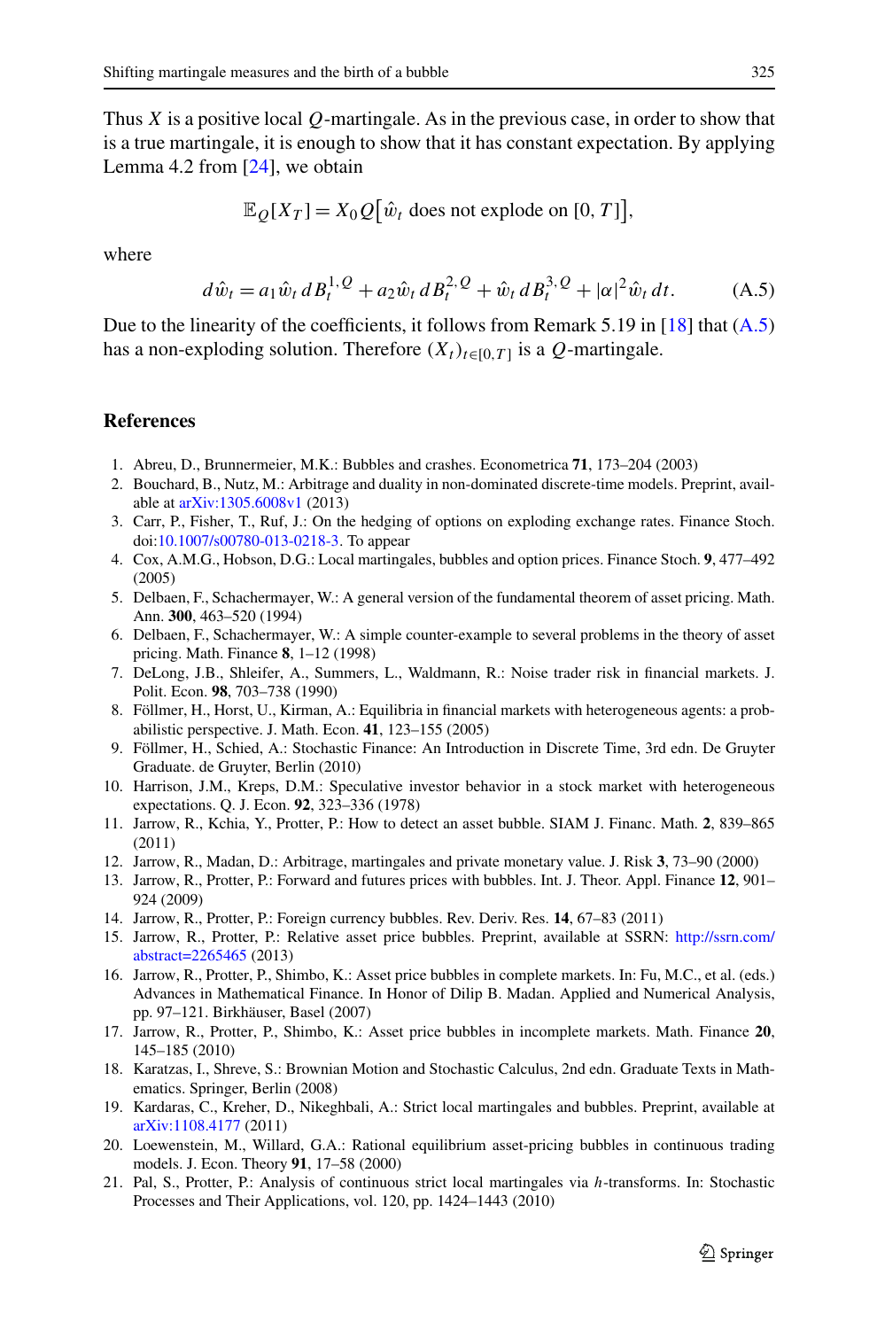Thus $X$ is a positive local $Q$-martingale. As in the previous case, in order to show that is a true martingale, it is enough to show that it has constant expectation. By applying Lemma 4.2 from [24], we obtain

$$\mathbb{E}_Q[X_T] = X_0 Q\big[\hat{w}_t \text{ does not explode on } [0,T]\big],$$

where

$$d\hat{w}_t = a_1 \hat{w}_t \, dB_t^{1,Q} + a_2 \hat{w}_t \, dB_t^{2,Q} + \hat{w}_t \, dB_t^{3,Q} + |\alpha|^2 \hat{w}_t \, dt. \tag{A.5}$$

Due to the linearity of the coefficients, it follows from Remark 5.19 in [18] that (A.5) has a non-exploding solution. Therefore $(X_t)_{t\in[0,T]}$ is a $Q$-martingale.

## References

1. Abreu, D., Brunnermeier, M.K.: Bubbles and crashes. Econometrica **71**, 173–204 (2003)
2. Bouchard, B., Nutz, M.: Arbitrage and duality in non-dominated discrete-time models. Preprint, available at arXiv:1305.6008v1 (2013)
3. Carr, P., Fisher, T., Ruf, J.: On the hedging of options on exploding exchange rates. Finance Stoch. doi:10.1007/s00780-013-0218-3. To appear
4. Cox, A.M.G., Hobson, D.G.: Local martingales, bubbles and option prices. Finance Stoch. **9**, 477–492 (2005)
5. Delbaen, F., Schachermayer, W.: A general version of the fundamental theorem of asset pricing. Math. Ann. **300**, 463–520 (1994)
6. Delbaen, F., Schachermayer, W.: A simple counter-example to several problems in the theory of asset pricing. Math. Finance **8**, 1–12 (1998)
7. DeLong, J.B., Shleifer, A., Summers, L., Waldmann, R.: Noise trader risk in financial markets. J. Polit. Econ. **98**, 703–738 (1990)
8. Föllmer, H., Horst, U., Kirman, A.: Equilibria in financial markets with heterogeneous agents: a probabilistic perspective. J. Math. Econ. **41**, 123–155 (2005)
9. Föllmer, H., Schied, A.: Stochastic Finance: An Introduction in Discrete Time, 3rd edn. De Gruyter Graduate. de Gruyter, Berlin (2010)
10. Harrison, J.M., Kreps, D.M.: Speculative investor behavior in a stock market with heterogeneous expectations. Q. J. Econ. **92**, 323–336 (1978)
11. Jarrow, R., Kchia, Y., Protter, P.: How to detect an asset bubble. SIAM J. Financ. Math. **2**, 839–865 (2011)
12. Jarrow, R., Madan, D.: Arbitrage, martingales and private monetary value. J. Risk **3**, 73–90 (2000)
13. Jarrow, R., Protter, P.: Forward and futures prices with bubbles. Int. J. Theor. Appl. Finance **12**, 901–924 (2009)
14. Jarrow, R., Protter, P.: Foreign currency bubbles. Rev. Deriv. Res. **14**, 67–83 (2011)
15. Jarrow, R., Protter, P.: Relative asset price bubbles. Preprint, available at SSRN: http://ssrn.com/abstract=2265465 (2013)
16. Jarrow, R., Protter, P., Shimbo, K.: Asset price bubbles in complete markets. In: Fu, M.C., et al. (eds.) Advances in Mathematical Finance. In Honor of Dilip B. Madan. Applied and Numerical Analysis, pp. 97–121. Birkhäuser, Basel (2007)
17. Jarrow, R., Protter, P., Shimbo, K.: Asset price bubbles in incomplete markets. Math. Finance **20**, 145–185 (2010)
18. Karatzas, I., Shreve, S.: Brownian Motion and Stochastic Calculus, 2nd edn. Graduate Texts in Mathematics. Springer, Berlin (2008)
19. Kardaras, C., Kreher, D., Nikeghbali, A.: Strict local martingales and bubbles. Preprint, available at arXiv:1108.4177 (2011)
20. Loewenstein, M., Willard, G.A.: Rational equilibrium asset-pricing bubbles in continuous trading models. J. Econ. Theory **91**, 17–58 (2000)
21. Pal, S., Protter, P.: Analysis of continuous strict local martingales via $h$-transforms. In: Stochastic Processes and Their Applications, vol. 120, pp. 1424–1443 (2010)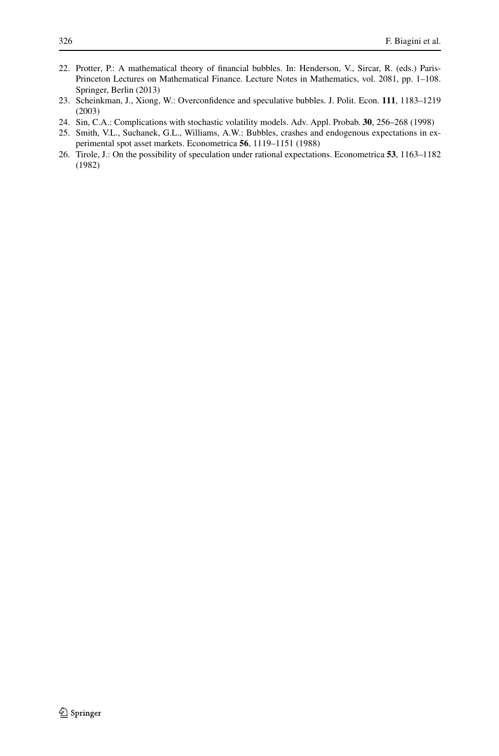22. Protter, P.: A mathematical theory of financial bubbles. In: Henderson, V., Sircar, R. (eds.) Paris-Princeton Lectures on Mathematical Finance. Lecture Notes in Mathematics, vol. 2081, pp. 1–108. Springer, Berlin (2013)
23. Scheinkman, J., Xiong, W.: Overconfidence and speculative bubbles. J. Polit. Econ. **111**, 1183–1219 (2003)
24. Sin, C.A.: Complications with stochastic volatility models. Adv. Appl. Probab. **30**, 256–268 (1998)
25. Smith, V.L., Suchanek, G.L., Williams, A.W.: Bubbles, crashes and endogenous expectations in experimental spot asset markets. Econometrica **56**, 1119–1151 (1988)
26. Tirole, J.: On the possibility of speculation under rational expectations. Econometrica **53**, 1163–1182 (1982)